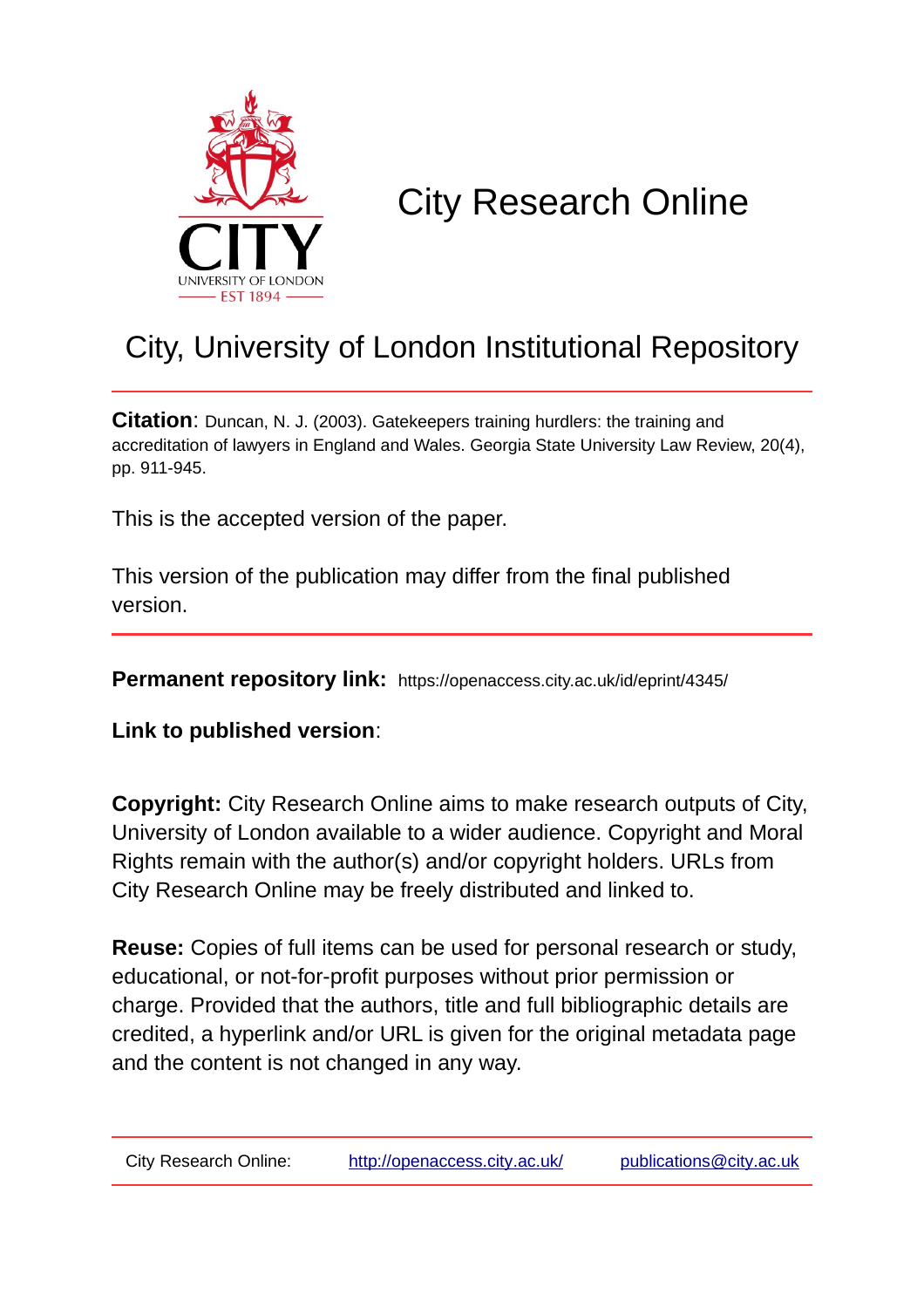# City Research Online

## City, University of London Institutional Repository

**Citation**: Duncan, N. J. (2003). Gatekeepers training hurdlers: the training and accreditation of lawyers in England and Wales. Georgia State University Law Review, 20(4), pp. 911-945.

This is the accepted version of the paper.

This version of the publication may differ from the final published version.

**Permanent repository link:** https://openaccess.city.ac.uk/id/eprint/4345/

**Link to published version**:

**Copyright:** City Research Online aims to make research outputs of City, University of London available to a wider audience. Copyright and Moral Rights remain with the author(s) and/or copyright holders. URLs from City Research Online may be freely distributed and linked to.

**Reuse:** Copies of full items can be used for personal research or study, educational, or not-for-profit purposes without prior permission or charge. Provided that the authors, title and full bibliographic details are credited, a hyperlink and/or URL is given for the original metadata page and the content is not changed in any way.

City Research Online: http://openaccess.city.ac.uk/ publications@city.ac.uk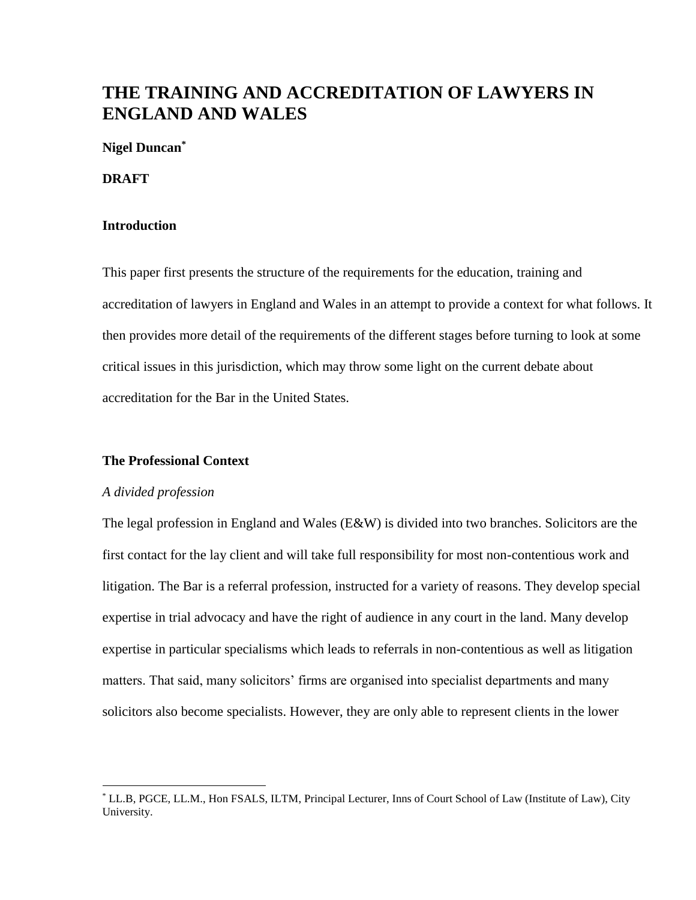# THE TRAINING AND ACCREDITATION OF LAWYERS IN ENGLAND AND WALES

**Nigel Duncan**[*]

**DRAFT**

### Introduction

This paper first presents the structure of the requirements for the education, training and accreditation of lawyers in England and Wales in an attempt to provide a context for what follows. It then provides more detail of the requirements of the different stages before turning to look at some critical issues in this jurisdiction, which may throw some light on the current debate about accreditation for the Bar in the United States.

### The Professional Context

*A divided profession*

The legal profession in England and Wales (E&W) is divided into two branches. Solicitors are the first contact for the lay client and will take full responsibility for most non-contentious work and litigation. The Bar is a referral profession, instructed for a variety of reasons. They develop special expertise in trial advocacy and have the right of audience in any court in the land. Many develop expertise in particular specialisms which leads to referrals in non-contentious as well as litigation matters. That said, many solicitors' firms are organised into specialist departments and many solicitors also become specialists. However, they are only able to represent clients in the lower

---

[*] LL.B, PGCE, LL.M., Hon FSALS, ILTM, Principal Lecturer, Inns of Court School of Law (Institute of Law), City University.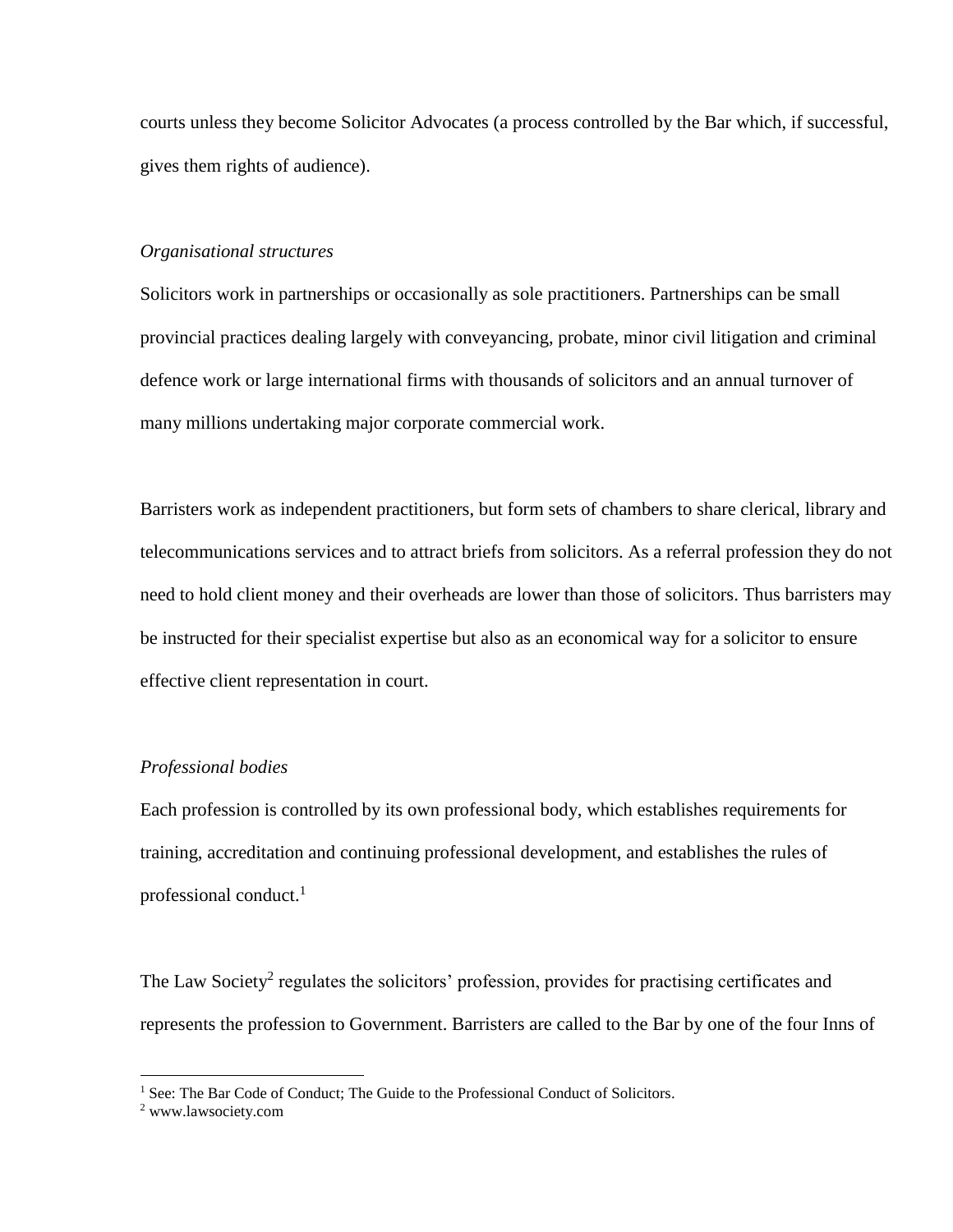courts unless they become Solicitor Advocates (a process controlled by the Bar which, if successful, gives them rights of audience).

*Organisational structures*

Solicitors work in partnerships or occasionally as sole practitioners. Partnerships can be small provincial practices dealing largely with conveyancing, probate, minor civil litigation and criminal defence work or large international firms with thousands of solicitors and an annual turnover of many millions undertaking major corporate commercial work.

Barristers work as independent practitioners, but form sets of chambers to share clerical, library and telecommunications services and to attract briefs from solicitors. As a referral profession they do not need to hold client money and their overheads are lower than those of solicitors. Thus barristers may be instructed for their specialist expertise but also as an economical way for a solicitor to ensure effective client representation in court.

*Professional bodies*

Each profession is controlled by its own professional body, which establishes requirements for training, accreditation and continuing professional development, and establishes the rules of professional conduct.[1]

The Law Society[2] regulates the solicitors' profession, provides for practising certificates and represents the profession to Government. Barristers are called to the Bar by one of the four Inns of

---

[1] See: The Bar Code of Conduct; The Guide to the Professional Conduct of Solicitors.

[2] www.lawsociety.com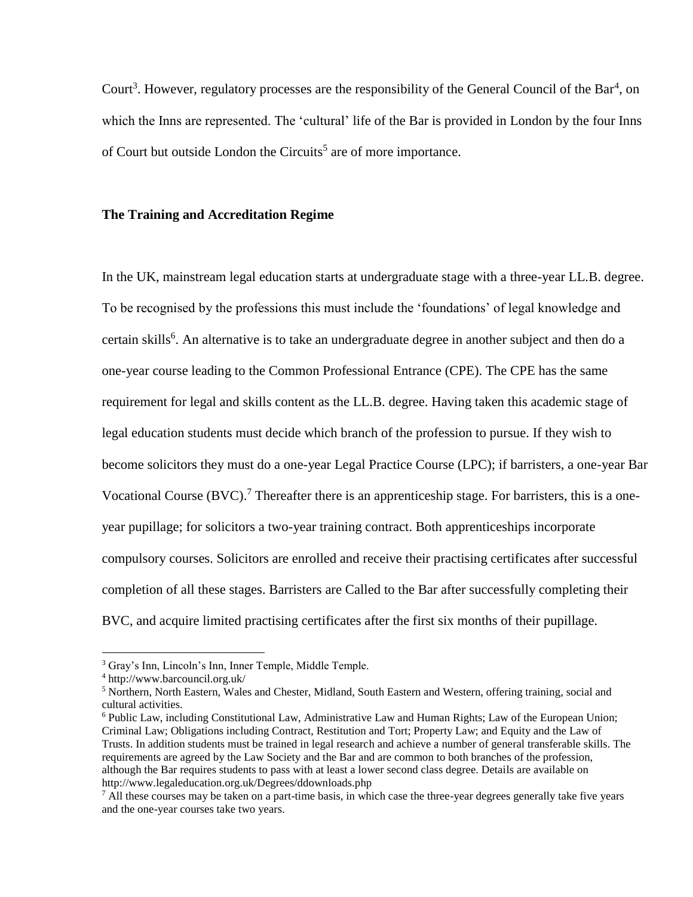Court[3]. However, regulatory processes are the responsibility of the General Council of the Bar[4], on which the Inns are represented. The 'cultural' life of the Bar is provided in London by the four Inns of Court but outside London the Circuits[5] are of more importance.

**The Training and Accreditation Regime**

In the UK, mainstream legal education starts at undergraduate stage with a three-year LL.B. degree. To be recognised by the professions this must include the 'foundations' of legal knowledge and certain skills[6]. An alternative is to take an undergraduate degree in another subject and then do a one-year course leading to the Common Professional Entrance (CPE). The CPE has the same requirement for legal and skills content as the LL.B. degree. Having taken this academic stage of legal education students must decide which branch of the profession to pursue. If they wish to become solicitors they must do a one-year Legal Practice Course (LPC); if barristers, a one-year Bar Vocational Course (BVC).[7] Thereafter there is an apprenticeship stage. For barristers, this is a one-year pupillage; for solicitors a two-year training contract. Both apprenticeships incorporate compulsory courses. Solicitors are enrolled and receive their practising certificates after successful completion of all these stages. Barristers are Called to the Bar after successfully completing their BVC, and acquire limited practising certificates after the first six months of their pupillage.

---

[3] Gray's Inn, Lincoln's Inn, Inner Temple, Middle Temple.

[4] http://www.barcouncil.org.uk/

[5] Northern, North Eastern, Wales and Chester, Midland, South Eastern and Western, offering training, social and cultural activities.

[6] Public Law, including Constitutional Law, Administrative Law and Human Rights; Law of the European Union; Criminal Law; Obligations including Contract, Restitution and Tort; Property Law; and Equity and the Law of Trusts. In addition students must be trained in legal research and achieve a number of general transferable skills. The requirements are agreed by the Law Society and the Bar and are common to both branches of the profession, although the Bar requires students to pass with at least a lower second class degree. Details are available on http://www.legaleducation.org.uk/Degrees/ddownloads.php

[7] All these courses may be taken on a part-time basis, in which case the three-year degrees generally take five years and the one-year courses take two years.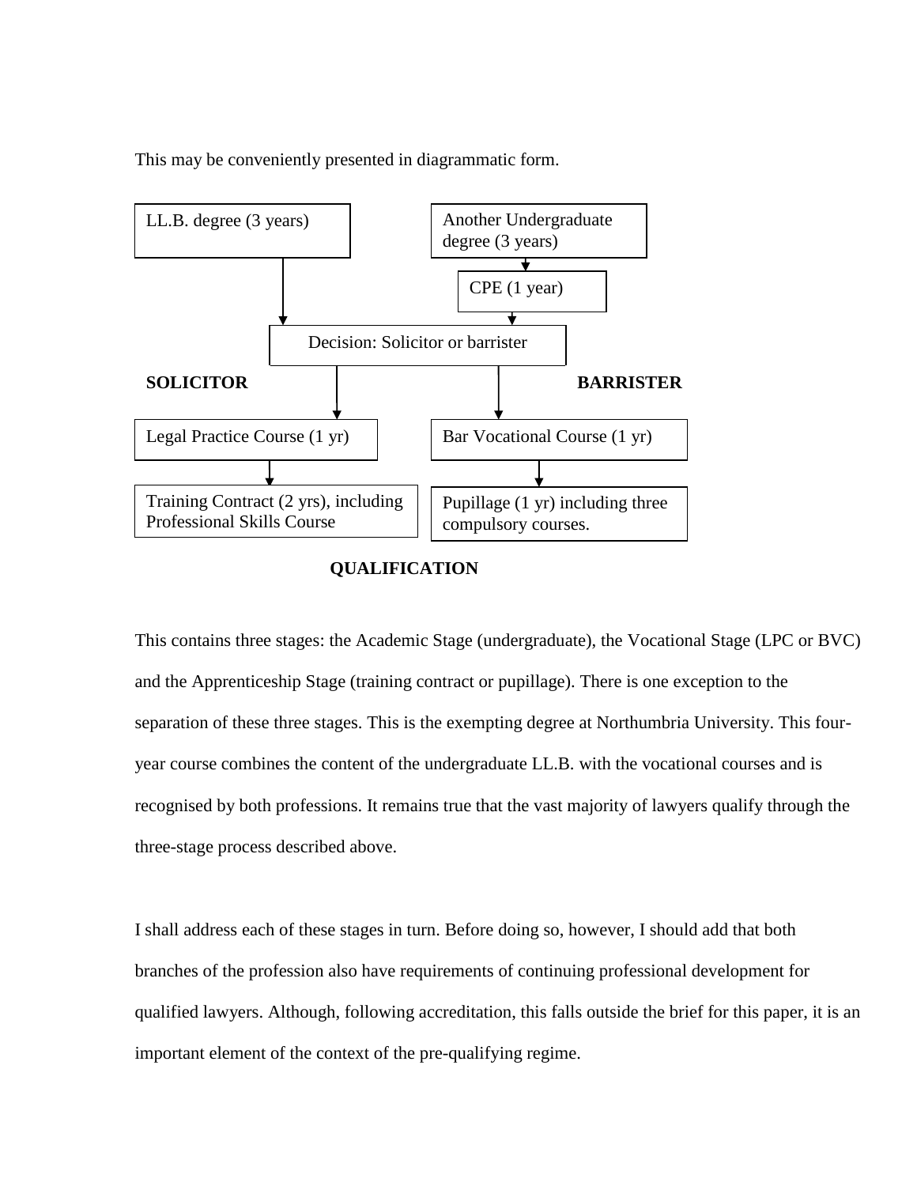This may be conveniently presented in diagrammatic form.

LL.B. degree (3 years)

Another Undergraduate degree (3 years)

CPE (1 year)

Decision: Solicitor or barrister

**SOLICITOR** **BARRISTER**

Legal Practice Course (1 yr)

Bar Vocational Course (1 yr)

Training Contract (2 yrs), including Professional Skills Course

Pupillage (1 yr) including three compulsory courses.

**QUALIFICATION**

This contains three stages: the Academic Stage (undergraduate), the Vocational Stage (LPC or BVC) and the Apprenticeship Stage (training contract or pupillage). There is one exception to the separation of these three stages. This is the exempting degree at Northumbria University. This four-year course combines the content of the undergraduate LL.B. with the vocational courses and is recognised by both professions. It remains true that the vast majority of lawyers qualify through the three-stage process described above.

I shall address each of these stages in turn. Before doing so, however, I should add that both branches of the profession also have requirements of continuing professional development for qualified lawyers. Although, following accreditation, this falls outside the brief for this paper, it is an important element of the context of the pre-qualifying regime.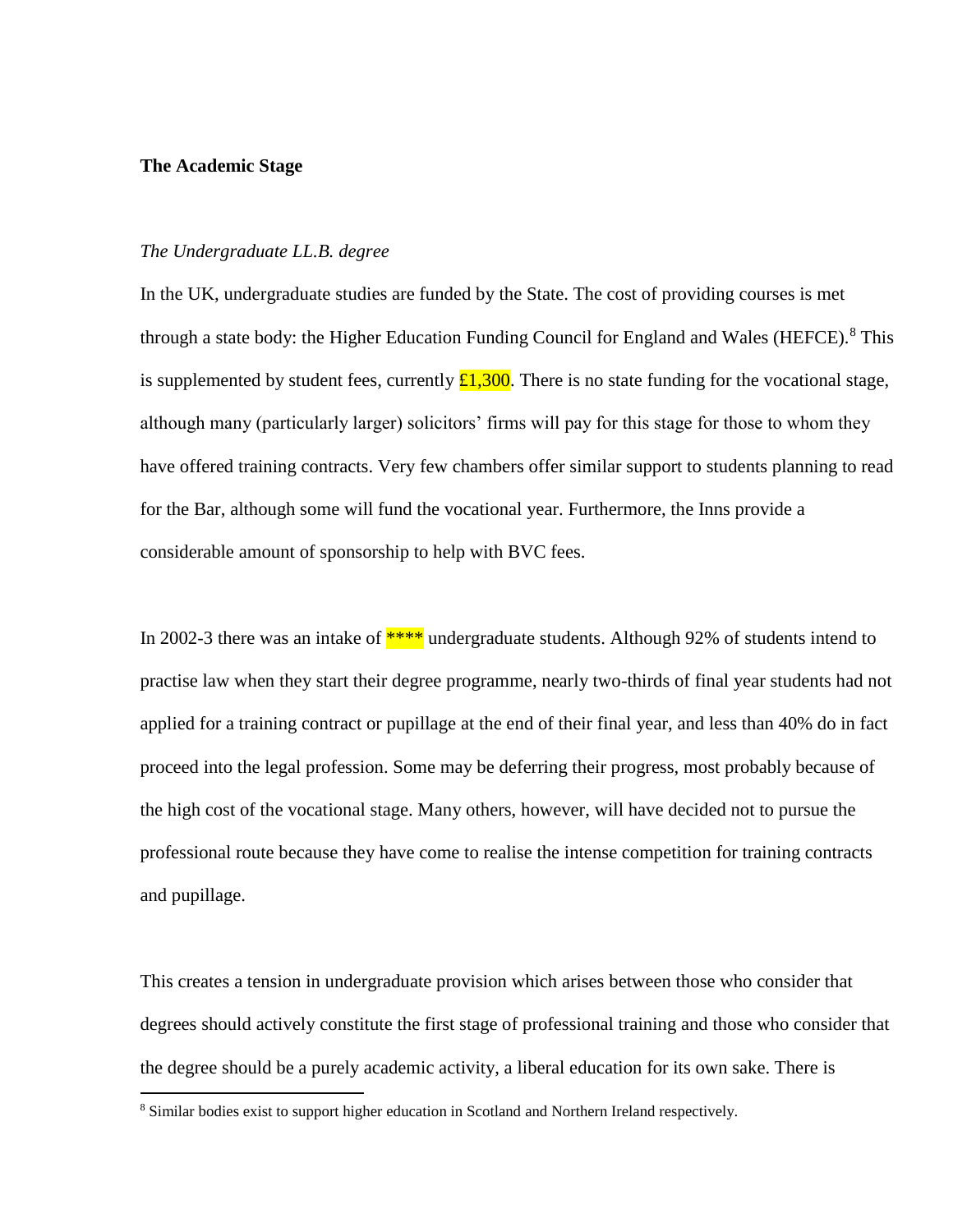**The Academic Stage**

*The Undergraduate LL.B. degree*

In the UK, undergraduate studies are funded by the State. The cost of providing courses is met through a state body: the Higher Education Funding Council for England and Wales (HEFCE).[8] This is supplemented by student fees, currently £1,300. There is no state funding for the vocational stage, although many (particularly larger) solicitors' firms will pay for this stage for those to whom they have offered training contracts. Very few chambers offer similar support to students planning to read for the Bar, although some will fund the vocational year. Furthermore, the Inns provide a considerable amount of sponsorship to help with BVC fees.

In 2002-3 there was an intake of **** undergraduate students. Although 92% of students intend to practise law when they start their degree programme, nearly two-thirds of final year students had not applied for a training contract or pupillage at the end of their final year, and less than 40% do in fact proceed into the legal profession. Some may be deferring their progress, most probably because of the high cost of the vocational stage. Many others, however, will have decided not to pursue the professional route because they have come to realise the intense competition for training contracts and pupillage.

This creates a tension in undergraduate provision which arises between those who consider that degrees should actively constitute the first stage of professional training and those who consider that the degree should be a purely academic activity, a liberal education for its own sake. There is

[8] Similar bodies exist to support higher education in Scotland and Northern Ireland respectively.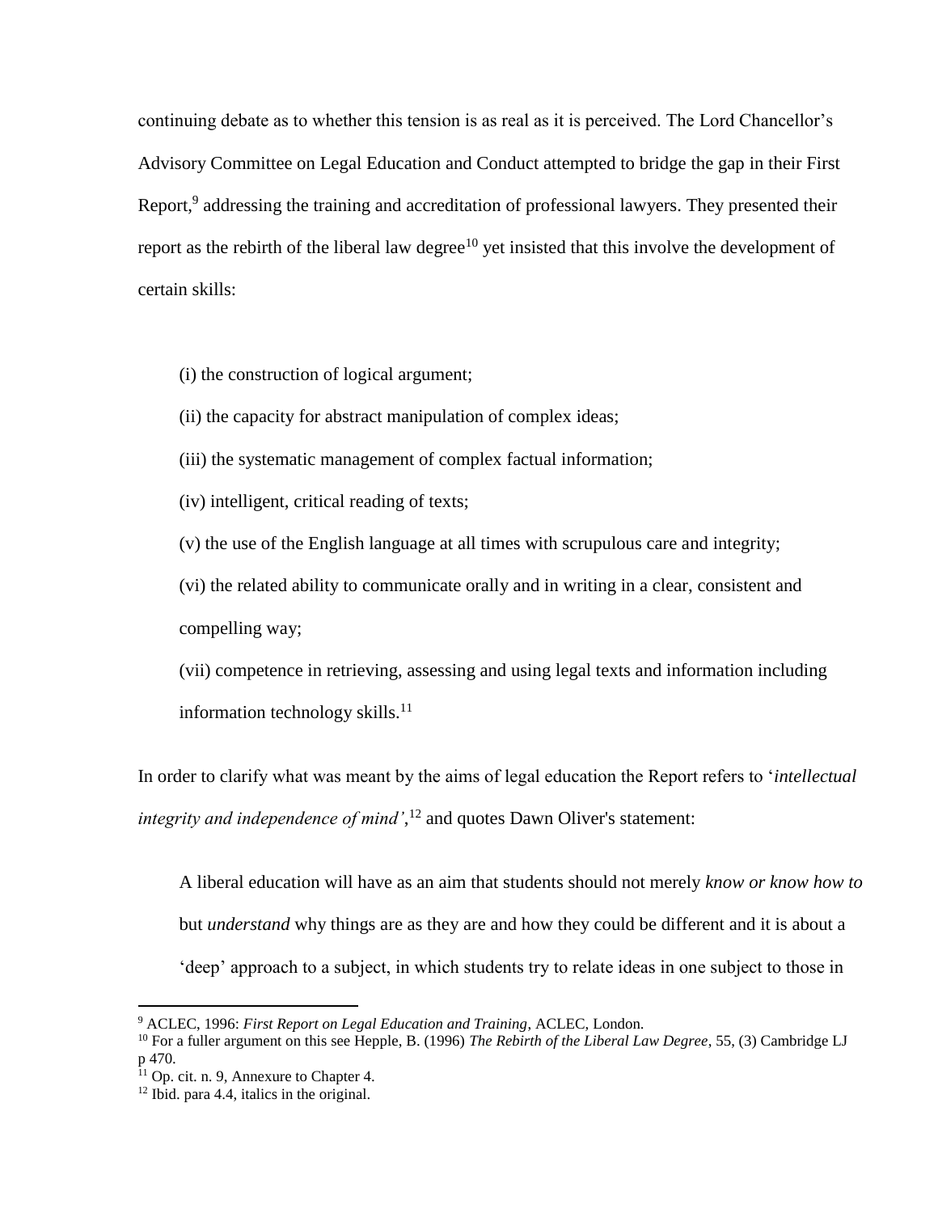continuing debate as to whether this tension is as real as it is perceived. The Lord Chancellor's Advisory Committee on Legal Education and Conduct attempted to bridge the gap in their First Report,[9] addressing the training and accreditation of professional lawyers. They presented their report as the rebirth of the liberal law degree[10] yet insisted that this involve the development of certain skills:

> (i) the construction of logical argument;
>
> (ii) the capacity for abstract manipulation of complex ideas;
>
> (iii) the systematic management of complex factual information;
>
> (iv) intelligent, critical reading of texts;
>
> (v) the use of the English language at all times with scrupulous care and integrity;
>
> (vi) the related ability to communicate orally and in writing in a clear, consistent and compelling way;
>
> (vii) competence in retrieving, assessing and using legal texts and information including information technology skills.[11]

In order to clarify what was meant by the aims of legal education the Report refers to '*intellectual integrity and independence of mind'*,[12] and quotes Dawn Oliver's statement:

> A liberal education will have as an aim that students should not merely *know or know how to* but *understand* why things are as they are and how they could be different and it is about a 'deep' approach to a subject, in which students try to relate ideas in one subject to those in

---

[9] ACLEC, 1996: *First Report on Legal Education and Training*, ACLEC, London.

[10] For a fuller argument on this see Hepple, B. (1996) *The Rebirth of the Liberal Law Degree*, 55, (3) Cambridge LJ p 470.

[11] Op. cit. n. 9, Annexure to Chapter 4.

[12] Ibid. para 4.4, italics in the original.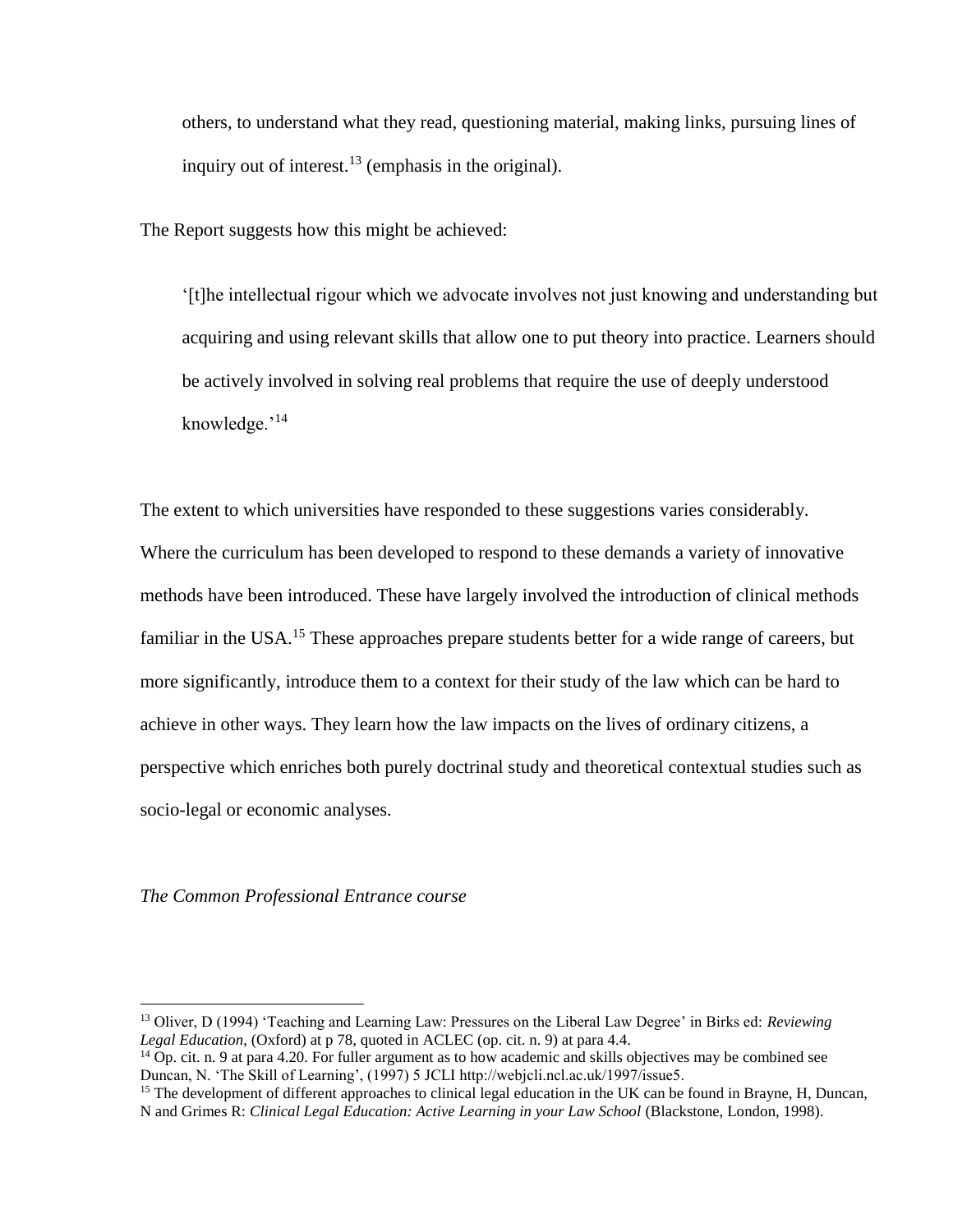others, to understand what they read, questioning material, making links, pursuing lines of inquiry out of interest.[13] (emphasis in the original).

The Report suggests how this might be achieved:

> '[t]he intellectual rigour which we advocate involves not just knowing and understanding but acquiring and using relevant skills that allow one to put theory into practice. Learners should be actively involved in solving real problems that require the use of deeply understood knowledge.'[14]

The extent to which universities have responded to these suggestions varies considerably. Where the curriculum has been developed to respond to these demands a variety of innovative methods have been introduced. These have largely involved the introduction of clinical methods familiar in the USA.[15] These approaches prepare students better for a wide range of careers, but more significantly, introduce them to a context for their study of the law which can be hard to achieve in other ways. They learn how the law impacts on the lives of ordinary citizens, a perspective which enriches both purely doctrinal study and theoretical contextual studies such as socio-legal or economic analyses.

*The Common Professional Entrance course*

---

[13] Oliver, D (1994) 'Teaching and Learning Law: Pressures on the Liberal Law Degree' in Birks ed: *Reviewing Legal Education*, (Oxford) at p 78, quoted in ACLEC (op. cit. n. 9) at para 4.4.

[14] Op. cit. n. 9 at para 4.20. For fuller argument as to how academic and skills objectives may be combined see Duncan, N. 'The Skill of Learning', (1997) 5 JCLI http://webjcli.ncl.ac.uk/1997/issue5.

[15] The development of different approaches to clinical legal education in the UK can be found in Brayne, H, Duncan, N and Grimes R: *Clinical Legal Education: Active Learning in your Law School* (Blackstone, London, 1998).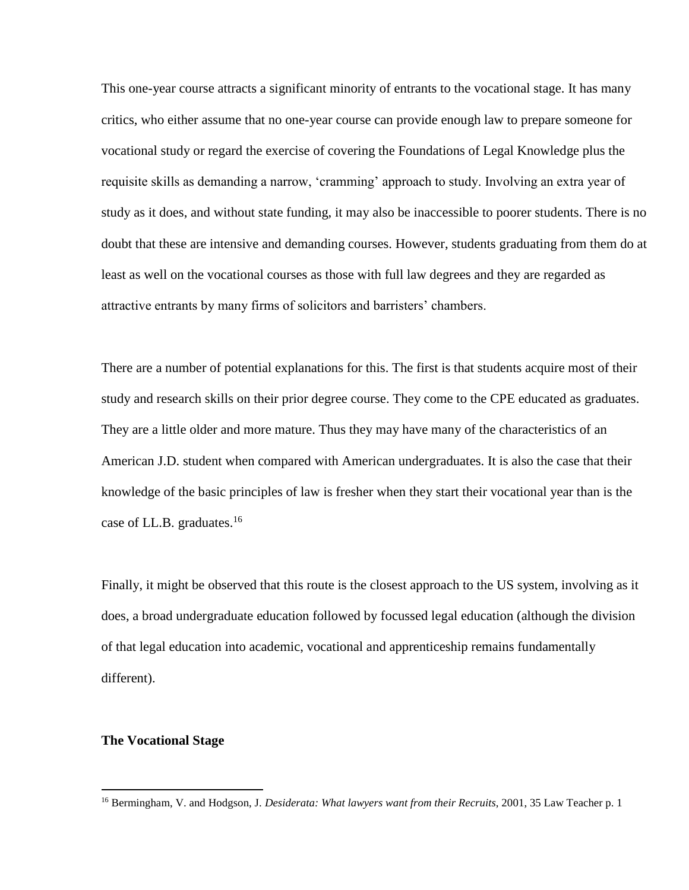This one-year course attracts a significant minority of entrants to the vocational stage. It has many critics, who either assume that no one-year course can provide enough law to prepare someone for vocational study or regard the exercise of covering the Foundations of Legal Knowledge plus the requisite skills as demanding a narrow, 'cramming' approach to study. Involving an extra year of study as it does, and without state funding, it may also be inaccessible to poorer students. There is no doubt that these are intensive and demanding courses. However, students graduating from them do at least as well on the vocational courses as those with full law degrees and they are regarded as attractive entrants by many firms of solicitors and barristers' chambers.

There are a number of potential explanations for this. The first is that students acquire most of their study and research skills on their prior degree course. They come to the CPE educated as graduates. They are a little older and more mature. Thus they may have many of the characteristics of an American J.D. student when compared with American undergraduates. It is also the case that their knowledge of the basic principles of law is fresher when they start their vocational year than is the case of LL.B. graduates.[16]

Finally, it might be observed that this route is the closest approach to the US system, involving as it does, a broad undergraduate education followed by focussed legal education (although the division of that legal education into academic, vocational and apprenticeship remains fundamentally different).

**The Vocational Stage**

---

[16] Bermingham, V. and Hodgson, J. *Desiderata: What lawyers want from their Recruits*, 2001, 35 Law Teacher p. 1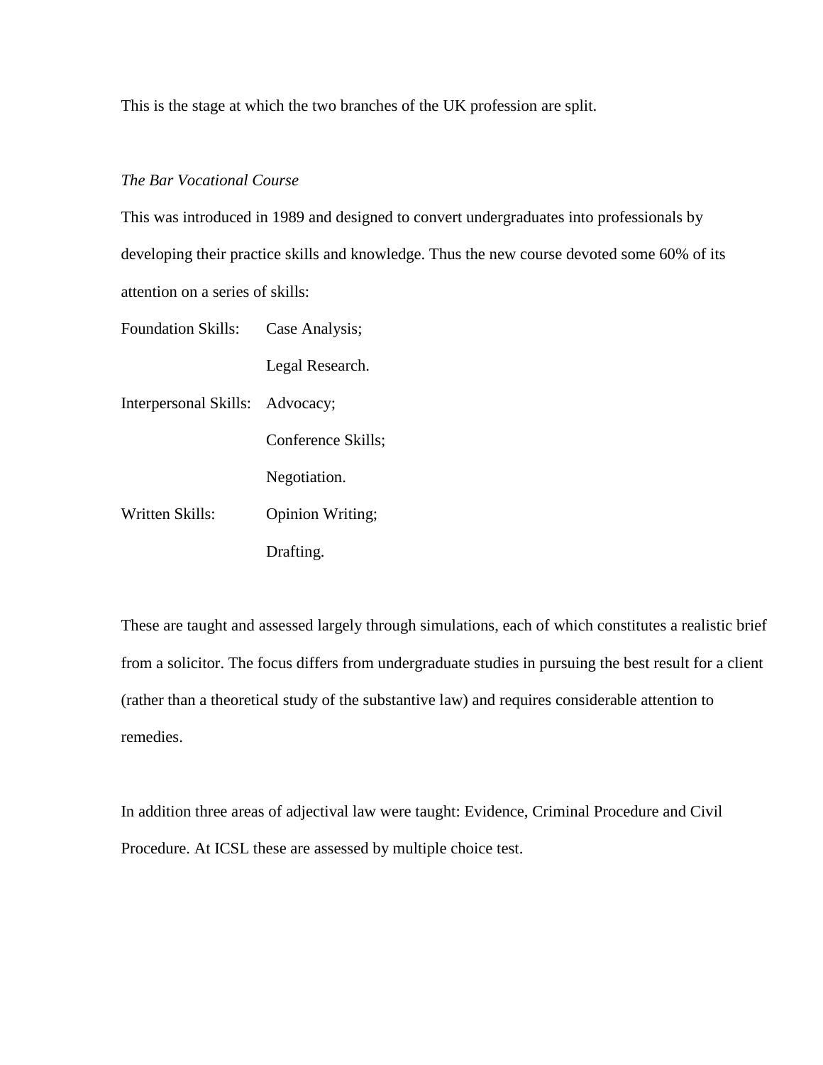This is the stage at which the two branches of the UK profession are split.

*The Bar Vocational Course*

This was introduced in 1989 and designed to convert undergraduates into professionals by developing their practice skills and knowledge. Thus the new course devoted some 60% of its attention on a series of skills:

| | |
|---|---|
| Foundation Skills: | Case Analysis; |
| | Legal Research. |
| Interpersonal Skills: | Advocacy; |
| | Conference Skills; |
| | Negotiation. |
| Written Skills: | Opinion Writing; |
| | Drafting. |

These are taught and assessed largely through simulations, each of which constitutes a realistic brief from a solicitor. The focus differs from undergraduate studies in pursuing the best result for a client (rather than a theoretical study of the substantive law) and requires considerable attention to remedies.

In addition three areas of adjectival law were taught: Evidence, Criminal Procedure and Civil Procedure. At ICSL these are assessed by multiple choice test.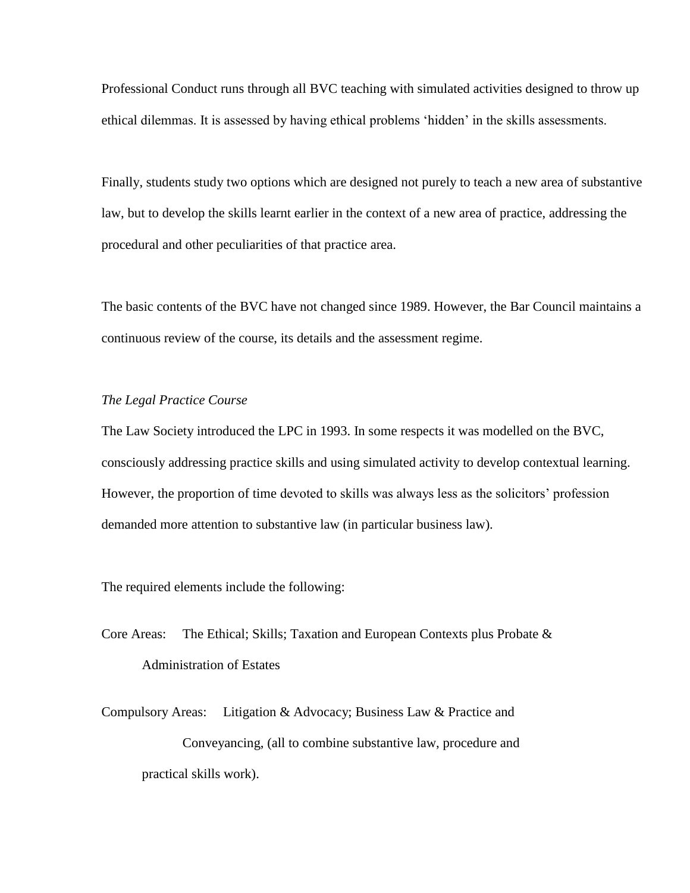Professional Conduct runs through all BVC teaching with simulated activities designed to throw up ethical dilemmas. It is assessed by having ethical problems 'hidden' in the skills assessments.

Finally, students study two options which are designed not purely to teach a new area of substantive law, but to develop the skills learnt earlier in the context of a new area of practice, addressing the procedural and other peculiarities of that practice area.

The basic contents of the BVC have not changed since 1989. However, the Bar Council maintains a continuous review of the course, its details and the assessment regime.

*The Legal Practice Course*

The Law Society introduced the LPC in 1993. In some respects it was modelled on the BVC, consciously addressing practice skills and using simulated activity to develop contextual learning. However, the proportion of time devoted to skills was always less as the solicitors' profession demanded more attention to substantive law (in particular business law).

The required elements include the following:

Core Areas: The Ethical; Skills; Taxation and European Contexts plus Probate & Administration of Estates

Compulsory Areas: Litigation & Advocacy; Business Law & Practice and Conveyancing, (all to combine substantive law, procedure and practical skills work).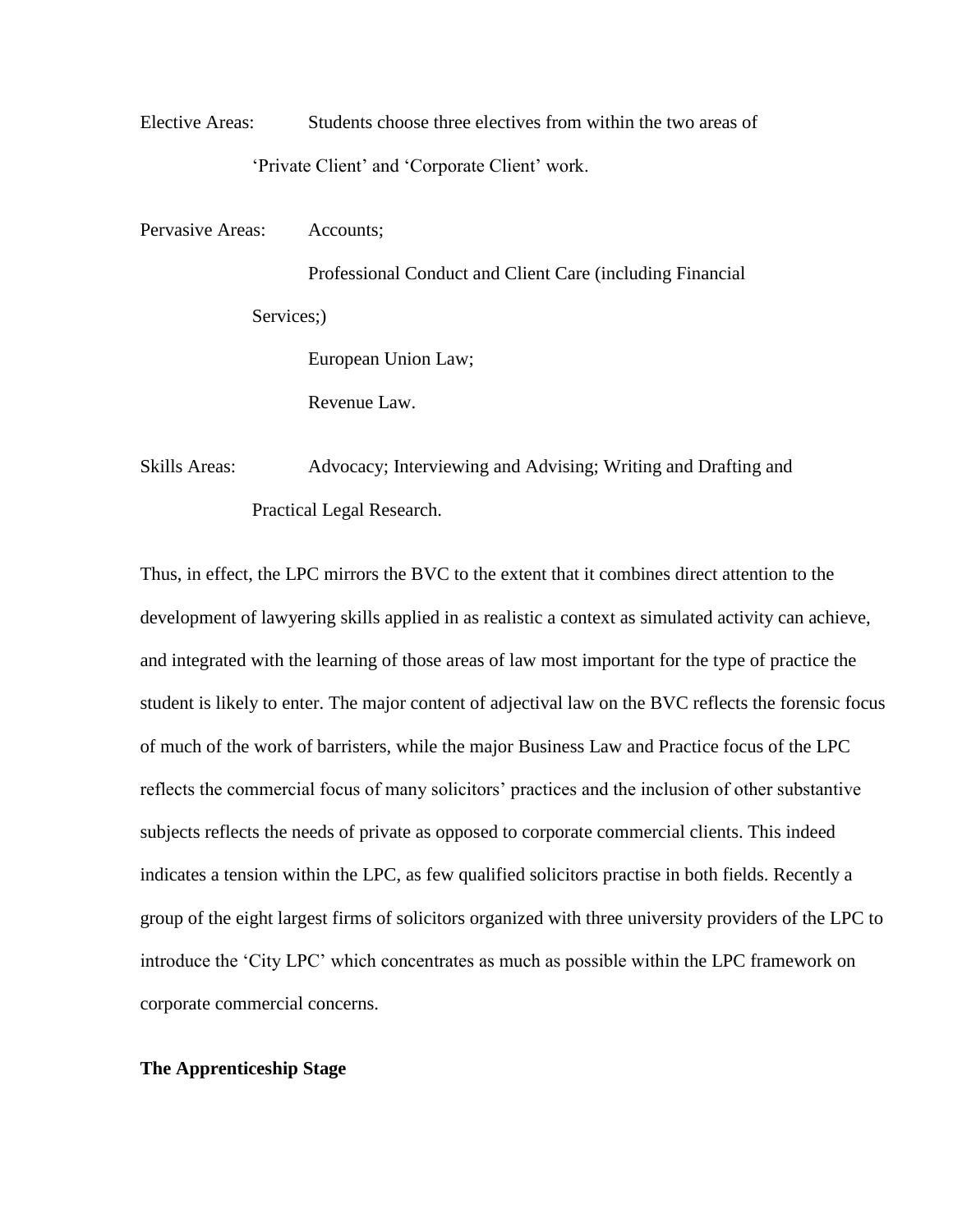Elective Areas: Students choose three electives from within the two areas of 'Private Client' and 'Corporate Client' work.

Pervasive Areas: Accounts;

Professional Conduct and Client Care (including Financial Services;)

European Union Law;

Revenue Law.

Skills Areas: Advocacy; Interviewing and Advising; Writing and Drafting and Practical Legal Research.

Thus, in effect, the LPC mirrors the BVC to the extent that it combines direct attention to the development of lawyering skills applied in as realistic a context as simulated activity can achieve, and integrated with the learning of those areas of law most important for the type of practice the student is likely to enter. The major content of adjectival law on the BVC reflects the forensic focus of much of the work of barristers, while the major Business Law and Practice focus of the LPC reflects the commercial focus of many solicitors' practices and the inclusion of other substantive subjects reflects the needs of private as opposed to corporate commercial clients. This indeed indicates a tension within the LPC, as few qualified solicitors practise in both fields. Recently a group of the eight largest firms of solicitors organized with three university providers of the LPC to introduce the 'City LPC' which concentrates as much as possible within the LPC framework on corporate commercial concerns.

**The Apprenticeship Stage**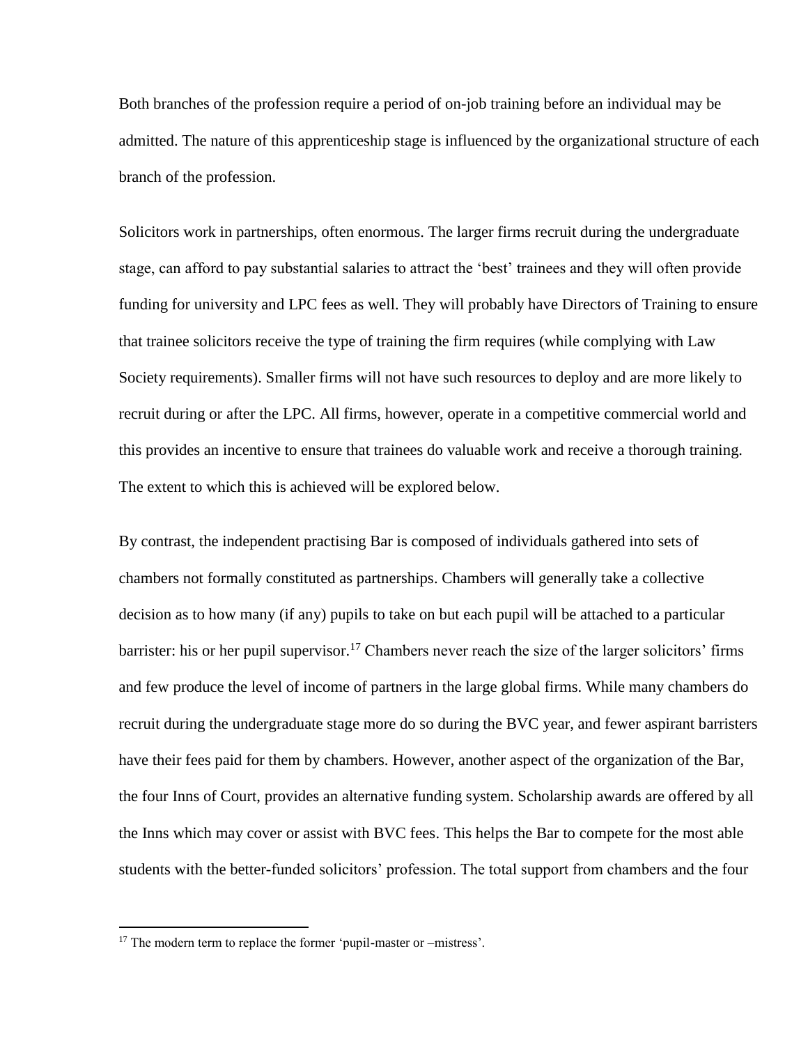Both branches of the profession require a period of on-job training before an individual may be admitted. The nature of this apprenticeship stage is influenced by the organizational structure of each branch of the profession.

Solicitors work in partnerships, often enormous. The larger firms recruit during the undergraduate stage, can afford to pay substantial salaries to attract the 'best' trainees and they will often provide funding for university and LPC fees as well. They will probably have Directors of Training to ensure that trainee solicitors receive the type of training the firm requires (while complying with Law Society requirements). Smaller firms will not have such resources to deploy and are more likely to recruit during or after the LPC. All firms, however, operate in a competitive commercial world and this provides an incentive to ensure that trainees do valuable work and receive a thorough training. The extent to which this is achieved will be explored below.

By contrast, the independent practising Bar is composed of individuals gathered into sets of chambers not formally constituted as partnerships. Chambers will generally take a collective decision as to how many (if any) pupils to take on but each pupil will be attached to a particular barrister: his or her pupil supervisor.[17] Chambers never reach the size of the larger solicitors' firms and few produce the level of income of partners in the large global firms. While many chambers do recruit during the undergraduate stage more do so during the BVC year, and fewer aspirant barristers have their fees paid for them by chambers. However, another aspect of the organization of the Bar, the four Inns of Court, provides an alternative funding system. Scholarship awards are offered by all the Inns which may cover or assist with BVC fees. This helps the Bar to compete for the most able students with the better-funded solicitors' profession. The total support from chambers and the four

[17] The modern term to replace the former 'pupil-master or –mistress'.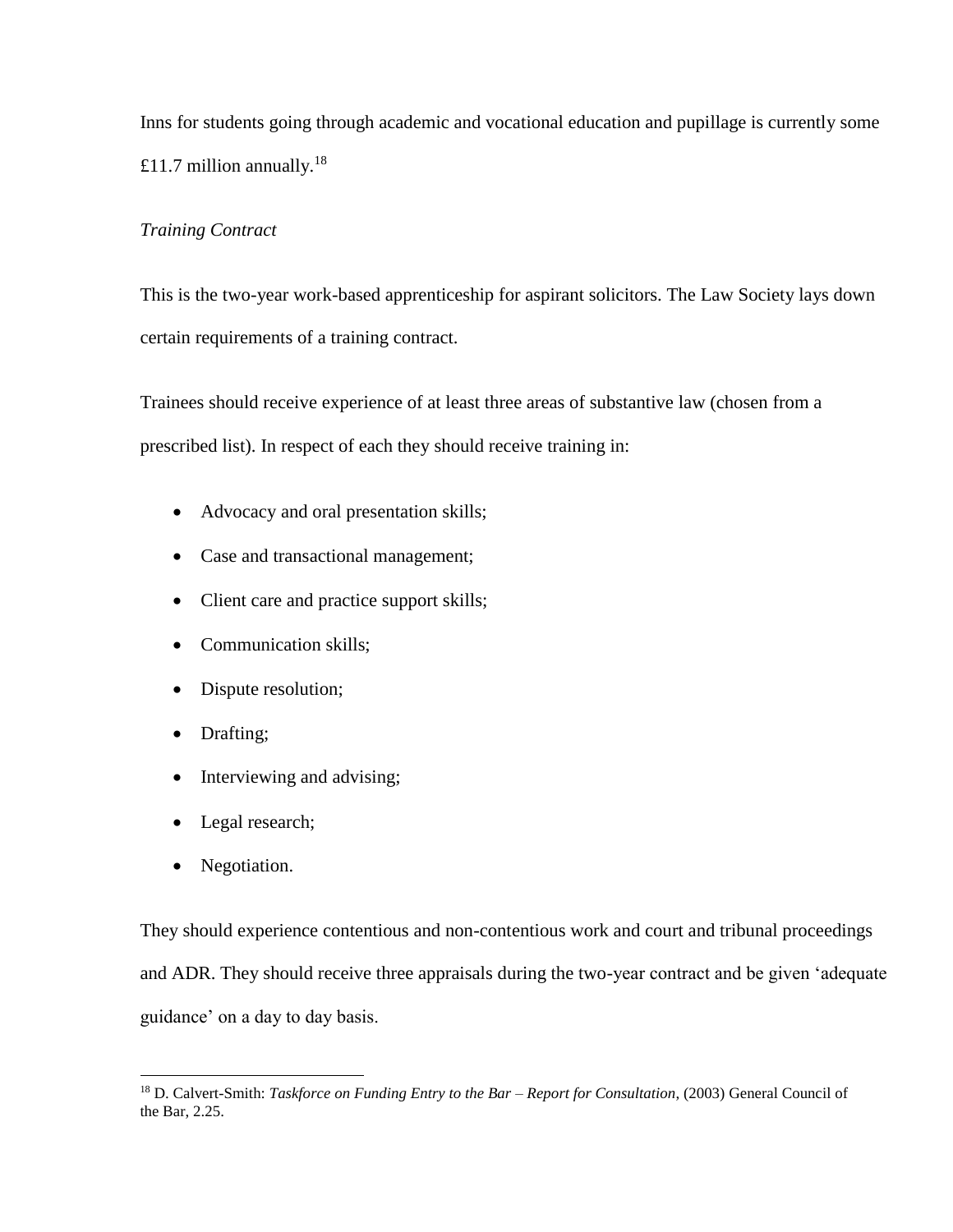Inns for students going through academic and vocational education and pupillage is currently some £11.7 million annually.[18]

*Training Contract*

This is the two-year work-based apprenticeship for aspirant solicitors. The Law Society lays down certain requirements of a training contract.

Trainees should receive experience of at least three areas of substantive law (chosen from a prescribed list). In respect of each they should receive training in:

- Advocacy and oral presentation skills;
- Case and transactional management;
- Client care and practice support skills;
- Communication skills;
- Dispute resolution;
- Drafting;
- Interviewing and advising;
- Legal research;
- Negotiation.

They should experience contentious and non-contentious work and court and tribunal proceedings and ADR. They should receive three appraisals during the two-year contract and be given 'adequate guidance' on a day to day basis.

---

[18] D. Calvert-Smith: *Taskforce on Funding Entry to the Bar – Report for Consultation*, (2003) General Council of the Bar, 2.25.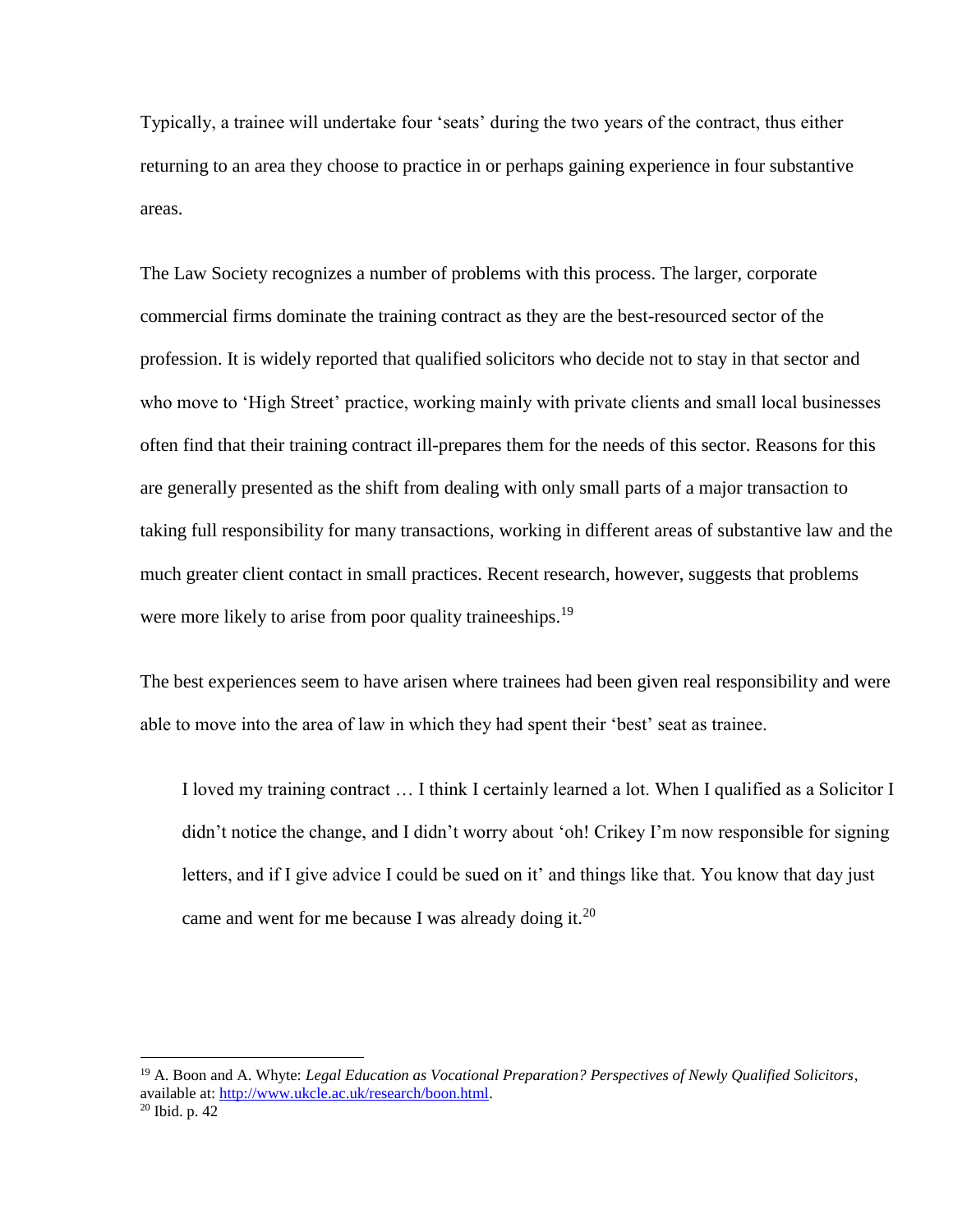Typically, a trainee will undertake four 'seats' during the two years of the contract, thus either returning to an area they choose to practice in or perhaps gaining experience in four substantive areas.

The Law Society recognizes a number of problems with this process. The larger, corporate commercial firms dominate the training contract as they are the best-resourced sector of the profession. It is widely reported that qualified solicitors who decide not to stay in that sector and who move to 'High Street' practice, working mainly with private clients and small local businesses often find that their training contract ill-prepares them for the needs of this sector. Reasons for this are generally presented as the shift from dealing with only small parts of a major transaction to taking full responsibility for many transactions, working in different areas of substantive law and the much greater client contact in small practices. Recent research, however, suggests that problems were more likely to arise from poor quality traineeships.[19]

The best experiences seem to have arisen where trainees had been given real responsibility and were able to move into the area of law in which they had spent their 'best' seat as trainee.

> I loved my training contract … I think I certainly learned a lot. When I qualified as a Solicitor I didn't notice the change, and I didn't worry about 'oh! Crikey I'm now responsible for signing letters, and if I give advice I could be sued on it' and things like that. You know that day just came and went for me because I was already doing it.[20]

---

[19] A. Boon and A. Whyte: *Legal Education as Vocational Preparation? Perspectives of Newly Qualified Solicitors*, available at: http://www.ukcle.ac.uk/research/boon.html.

[20] Ibid. p. 42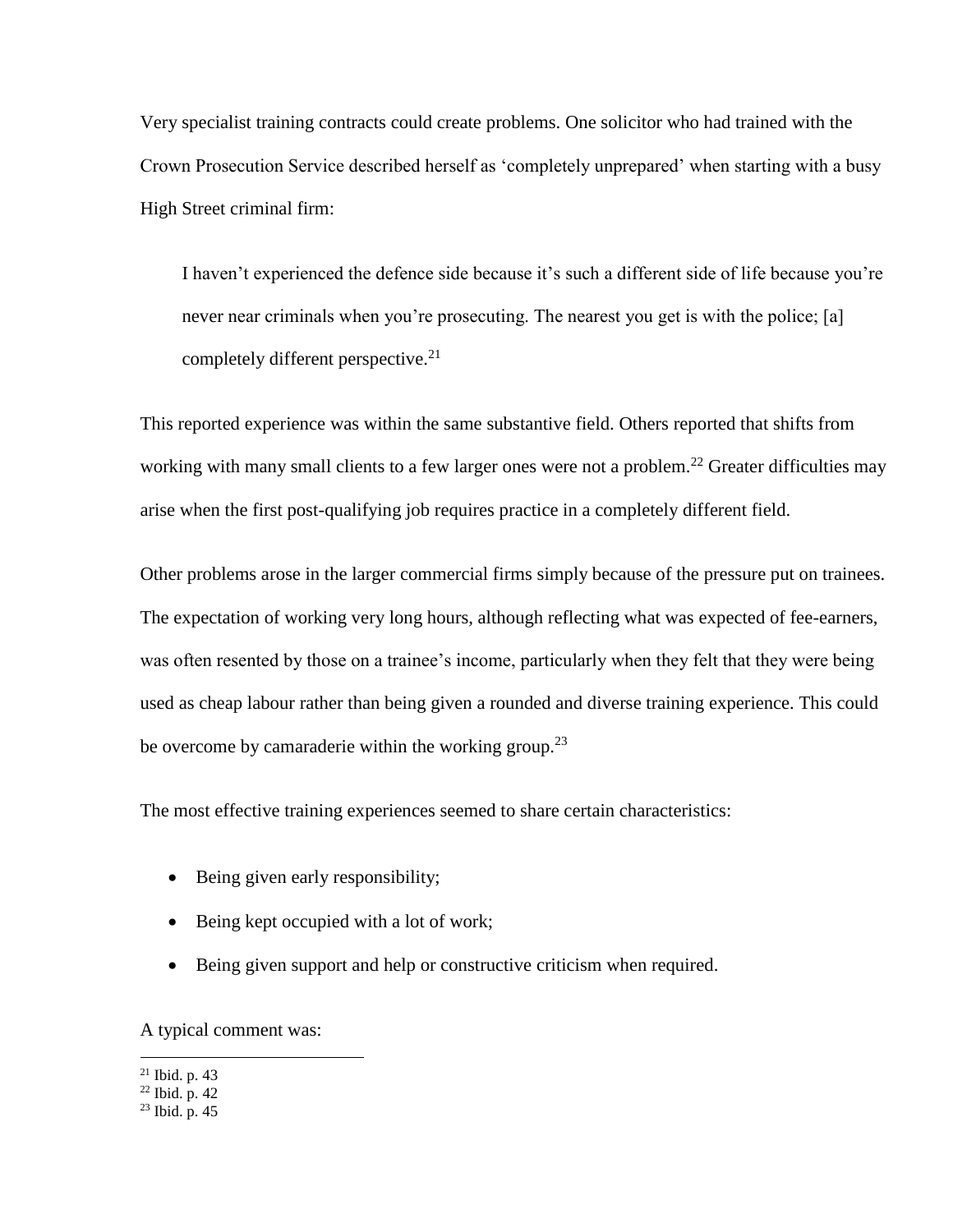Very specialist training contracts could create problems. One solicitor who had trained with the Crown Prosecution Service described herself as 'completely unprepared' when starting with a busy High Street criminal firm:

> I haven't experienced the defence side because it's such a different side of life because you're never near criminals when you're prosecuting. The nearest you get is with the police; [a] completely different perspective.[21]

This reported experience was within the same substantive field. Others reported that shifts from working with many small clients to a few larger ones were not a problem.[22] Greater difficulties may arise when the first post-qualifying job requires practice in a completely different field.

Other problems arose in the larger commercial firms simply because of the pressure put on trainees. The expectation of working very long hours, although reflecting what was expected of fee-earners, was often resented by those on a trainee's income, particularly when they felt that they were being used as cheap labour rather than being given a rounded and diverse training experience. This could be overcome by camaraderie within the working group.[23]

The most effective training experiences seemed to share certain characteristics:

- Being given early responsibility;
- Being kept occupied with a lot of work;
- Being given support and help or constructive criticism when required.

A typical comment was:

---

[21] Ibid. p. 43

[22] Ibid. p. 42

[23] Ibid. p. 45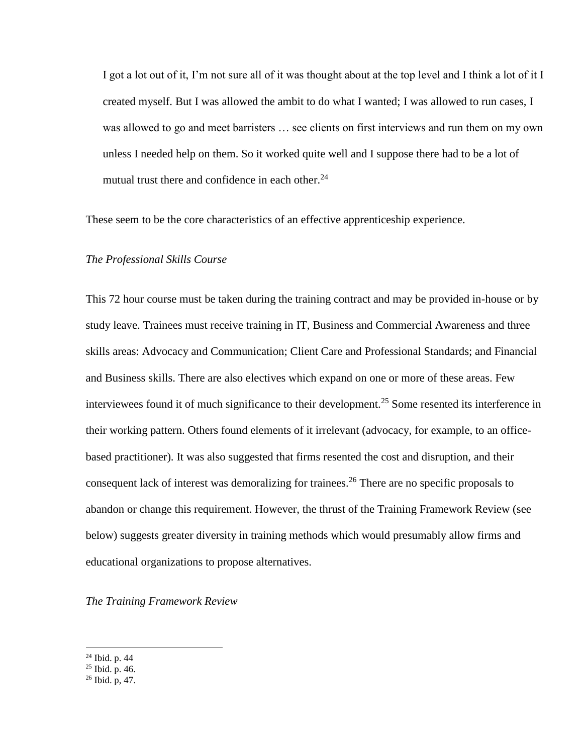> I got a lot out of it, I'm not sure all of it was thought about at the top level and I think a lot of it I created myself. But I was allowed the ambit to do what I wanted; I was allowed to run cases, I was allowed to go and meet barristers … see clients on first interviews and run them on my own unless I needed help on them. So it worked quite well and I suppose there had to be a lot of mutual trust there and confidence in each other.[24]

These seem to be the core characteristics of an effective apprenticeship experience.

*The Professional Skills Course*

This 72 hour course must be taken during the training contract and may be provided in-house or by study leave. Trainees must receive training in IT, Business and Commercial Awareness and three skills areas: Advocacy and Communication; Client Care and Professional Standards; and Financial and Business skills. There are also electives which expand on one or more of these areas. Few interviewees found it of much significance to their development.[25] Some resented its interference in their working pattern. Others found elements of it irrelevant (advocacy, for example, to an office-based practitioner). It was also suggested that firms resented the cost and disruption, and their consequent lack of interest was demoralizing for trainees.[26] There are no specific proposals to abandon or change this requirement. However, the thrust of the Training Framework Review (see below) suggests greater diversity in training methods which would presumably allow firms and educational organizations to propose alternatives.

*The Training Framework Review*

---

[24] Ibid. p. 44

[25] Ibid. p. 46.

[26] Ibid. p, 47.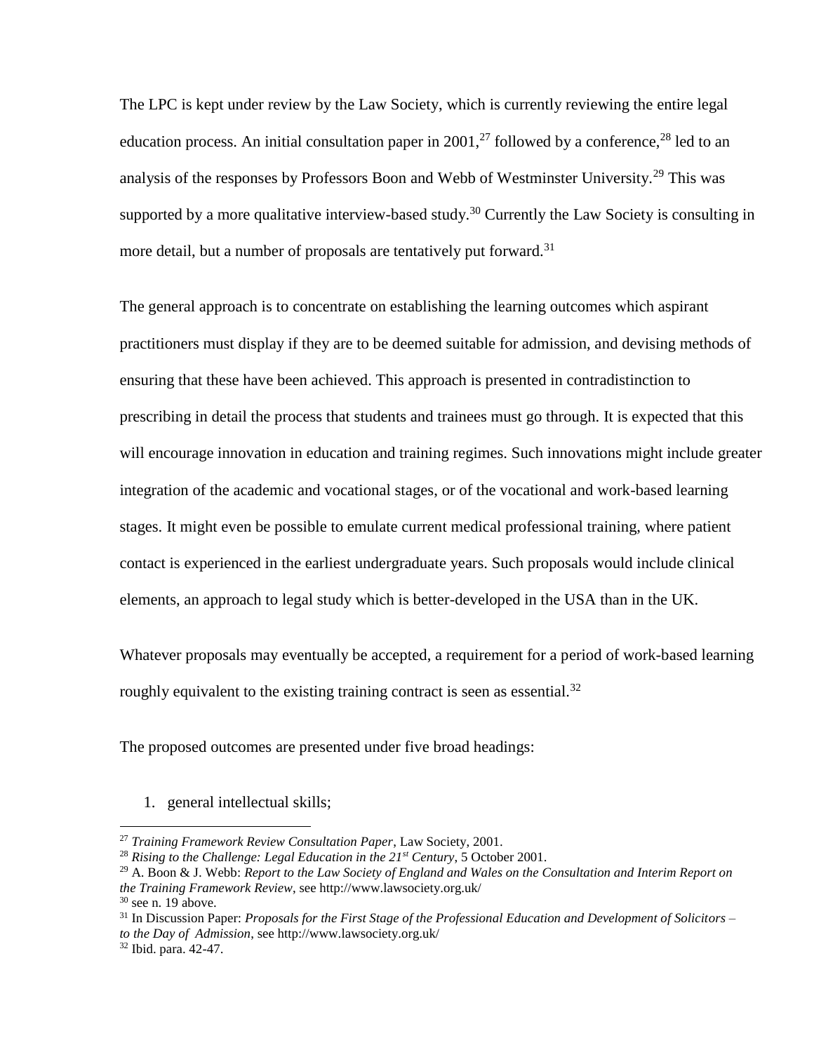The LPC is kept under review by the Law Society, which is currently reviewing the entire legal education process. An initial consultation paper in 2001,[27] followed by a conference,[28] led to an analysis of the responses by Professors Boon and Webb of Westminster University.[29] This was supported by a more qualitative interview-based study.[30] Currently the Law Society is consulting in more detail, but a number of proposals are tentatively put forward.[31]

The general approach is to concentrate on establishing the learning outcomes which aspirant practitioners must display if they are to be deemed suitable for admission, and devising methods of ensuring that these have been achieved. This approach is presented in contradistinction to prescribing in detail the process that students and trainees must go through. It is expected that this will encourage innovation in education and training regimes. Such innovations might include greater integration of the academic and vocational stages, or of the vocational and work-based learning stages. It might even be possible to emulate current medical professional training, where patient contact is experienced in the earliest undergraduate years. Such proposals would include clinical elements, an approach to legal study which is better-developed in the USA than in the UK.

Whatever proposals may eventually be accepted, a requirement for a period of work-based learning roughly equivalent to the existing training contract is seen as essential.[32]

The proposed outcomes are presented under five broad headings:

1. general intellectual skills;

---

[27] *Training Framework Review Consultation Paper*, Law Society, 2001.

[28] *Rising to the Challenge: Legal Education in the 21st Century*, 5 October 2001.

[29] A. Boon & J. Webb: *Report to the Law Society of England and Wales on the Consultation and Interim Report on the Training Framework Review*, see http://www.lawsociety.org.uk/

[30] see n. 19 above.

[31] In Discussion Paper: *Proposals for the First Stage of the Professional Education and Development of Solicitors – to the Day of Admission*, see http://www.lawsociety.org.uk/

[32] Ibid. para. 42-47.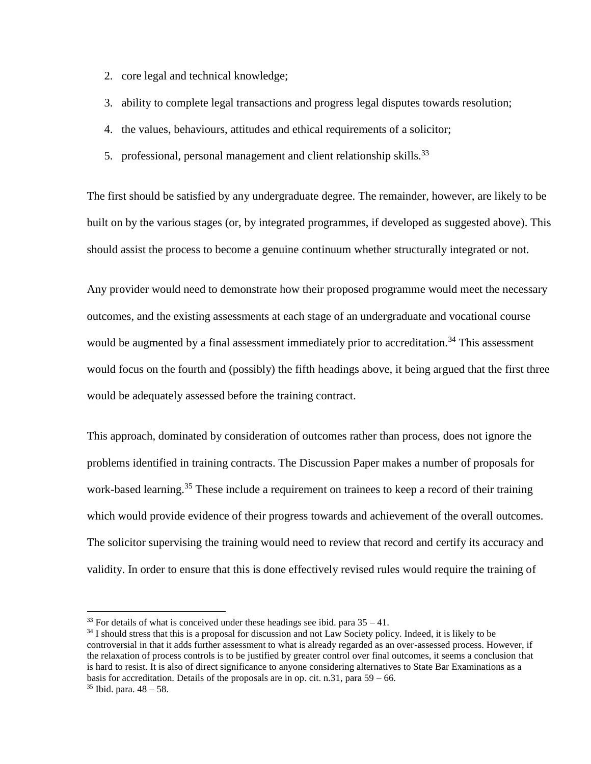2. core legal and technical knowledge;
3. ability to complete legal transactions and progress legal disputes towards resolution;
4. the values, behaviours, attitudes and ethical requirements of a solicitor;
5. professional, personal management and client relationship skills.[33]

The first should be satisfied by any undergraduate degree. The remainder, however, are likely to be built on by the various stages (or, by integrated programmes, if developed as suggested above). This should assist the process to become a genuine continuum whether structurally integrated or not.

Any provider would need to demonstrate how their proposed programme would meet the necessary outcomes, and the existing assessments at each stage of an undergraduate and vocational course would be augmented by a final assessment immediately prior to accreditation.[34] This assessment would focus on the fourth and (possibly) the fifth headings above, it being argued that the first three would be adequately assessed before the training contract.

This approach, dominated by consideration of outcomes rather than process, does not ignore the problems identified in training contracts. The Discussion Paper makes a number of proposals for work-based learning.[35] These include a requirement on trainees to keep a record of their training which would provide evidence of their progress towards and achievement of the overall outcomes. The solicitor supervising the training would need to review that record and certify its accuracy and validity. In order to ensure that this is done effectively revised rules would require the training of

---

[33] For details of what is conceived under these headings see ibid. para 35 – 41.

[34] I should stress that this is a proposal for discussion and not Law Society policy. Indeed, it is likely to be controversial in that it adds further assessment to what is already regarded as an over-assessed process. However, if the relaxation of process controls is to be justified by greater control over final outcomes, it seems a conclusion that is hard to resist. It is also of direct significance to anyone considering alternatives to State Bar Examinations as a basis for accreditation. Details of the proposals are in op. cit. n.31, para 59 – 66.

[35] Ibid. para. 48 – 58.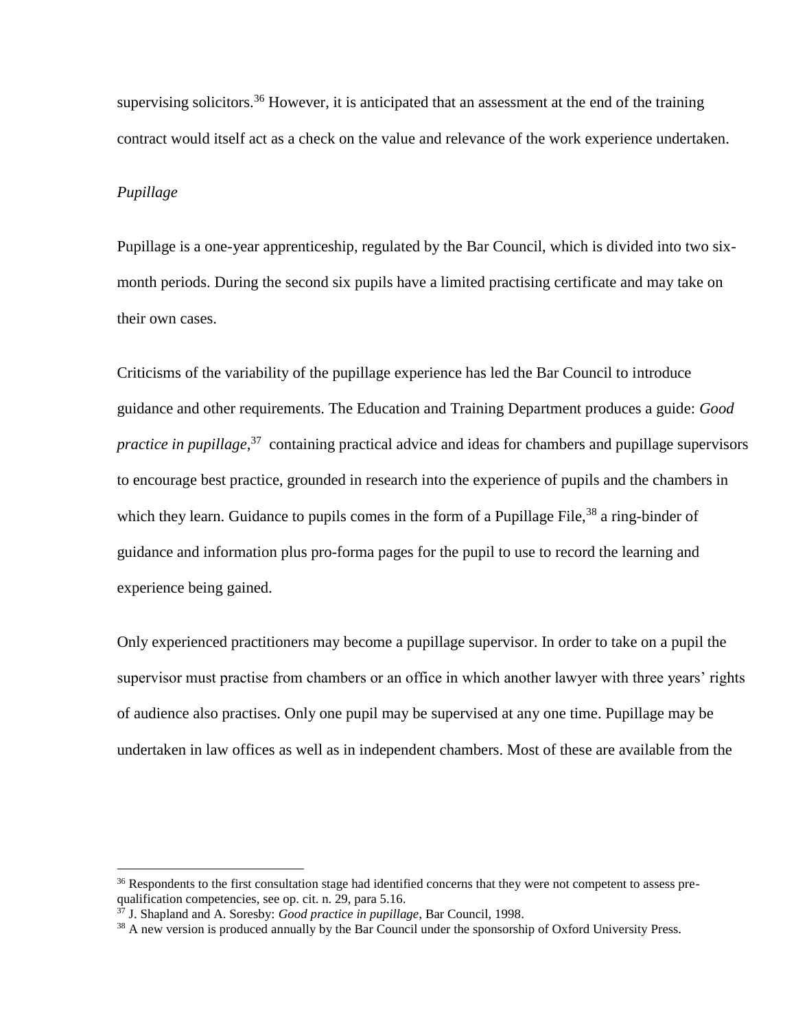supervising solicitors.[36] However, it is anticipated that an assessment at the end of the training contract would itself act as a check on the value and relevance of the work experience undertaken.

*Pupillage*

Pupillage is a one-year apprenticeship, regulated by the Bar Council, which is divided into two six-month periods. During the second six pupils have a limited practising certificate and may take on their own cases.

Criticisms of the variability of the pupillage experience has led the Bar Council to introduce guidance and other requirements. The Education and Training Department produces a guide: *Good practice in pupillage*,[37] containing practical advice and ideas for chambers and pupillage supervisors to encourage best practice, grounded in research into the experience of pupils and the chambers in which they learn. Guidance to pupils comes in the form of a Pupillage File,[38] a ring-binder of guidance and information plus pro-forma pages for the pupil to use to record the learning and experience being gained.

Only experienced practitioners may become a pupillage supervisor. In order to take on a pupil the supervisor must practise from chambers or an office in which another lawyer with three years' rights of audience also practises. Only one pupil may be supervised at any one time. Pupillage may be undertaken in law offices as well as in independent chambers. Most of these are available from the

---

[36] Respondents to the first consultation stage had identified concerns that they were not competent to assess pre-qualification competencies, see op. cit. n. 29, para 5.16.

[37] J. Shapland and A. Soresby: *Good practice in pupillage*, Bar Council, 1998.

[38] A new version is produced annually by the Bar Council under the sponsorship of Oxford University Press.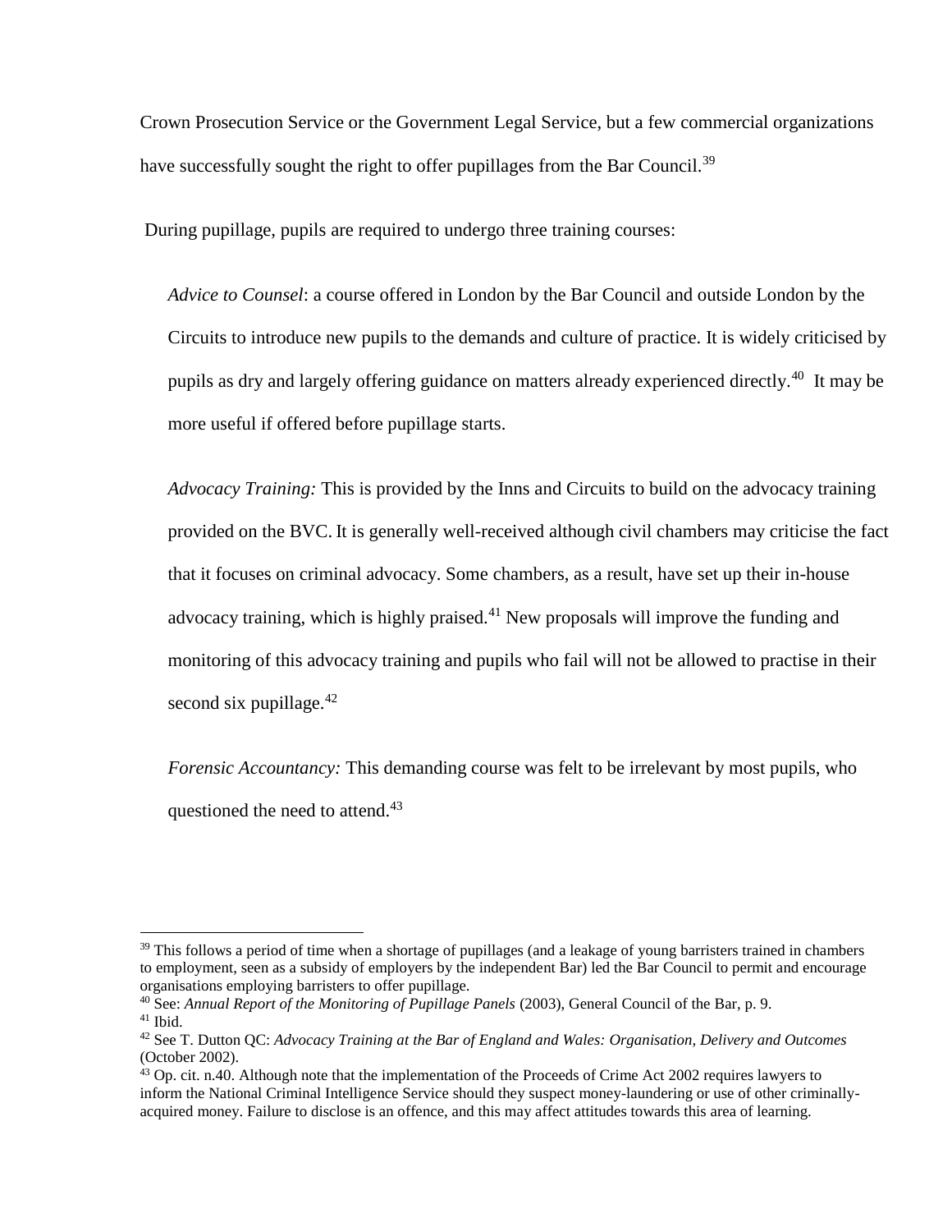Crown Prosecution Service or the Government Legal Service, but a few commercial organizations have successfully sought the right to offer pupillages from the Bar Council.[39]

During pupillage, pupils are required to undergo three training courses:

> *Advice to Counsel*: a course offered in London by the Bar Council and outside London by the Circuits to introduce new pupils to the demands and culture of practice. It is widely criticised by pupils as dry and largely offering guidance on matters already experienced directly.[40] It may be more useful if offered before pupillage starts.
>
> *Advocacy Training:* This is provided by the Inns and Circuits to build on the advocacy training provided on the BVC. It is generally well-received although civil chambers may criticise the fact that it focuses on criminal advocacy. Some chambers, as a result, have set up their in-house advocacy training, which is highly praised.[41] New proposals will improve the funding and monitoring of this advocacy training and pupils who fail will not be allowed to practise in their second six pupillage.[42]
>
> *Forensic Accountancy:* This demanding course was felt to be irrelevant by most pupils, who questioned the need to attend.[43]

---

[39] This follows a period of time when a shortage of pupillages (and a leakage of young barristers trained in chambers to employment, seen as a subsidy of employers by the independent Bar) led the Bar Council to permit and encourage organisations employing barristers to offer pupillage.

[40] See: *Annual Report of the Monitoring of Pupillage Panels* (2003), General Council of the Bar, p. 9.

[41] Ibid.

[42] See T. Dutton QC: *Advocacy Training at the Bar of England and Wales: Organisation, Delivery and Outcomes* (October 2002).

[43] Op. cit. n.40. Although note that the implementation of the Proceeds of Crime Act 2002 requires lawyers to inform the National Criminal Intelligence Service should they suspect money-laundering or use of other criminally-acquired money. Failure to disclose is an offence, and this may affect attitudes towards this area of learning.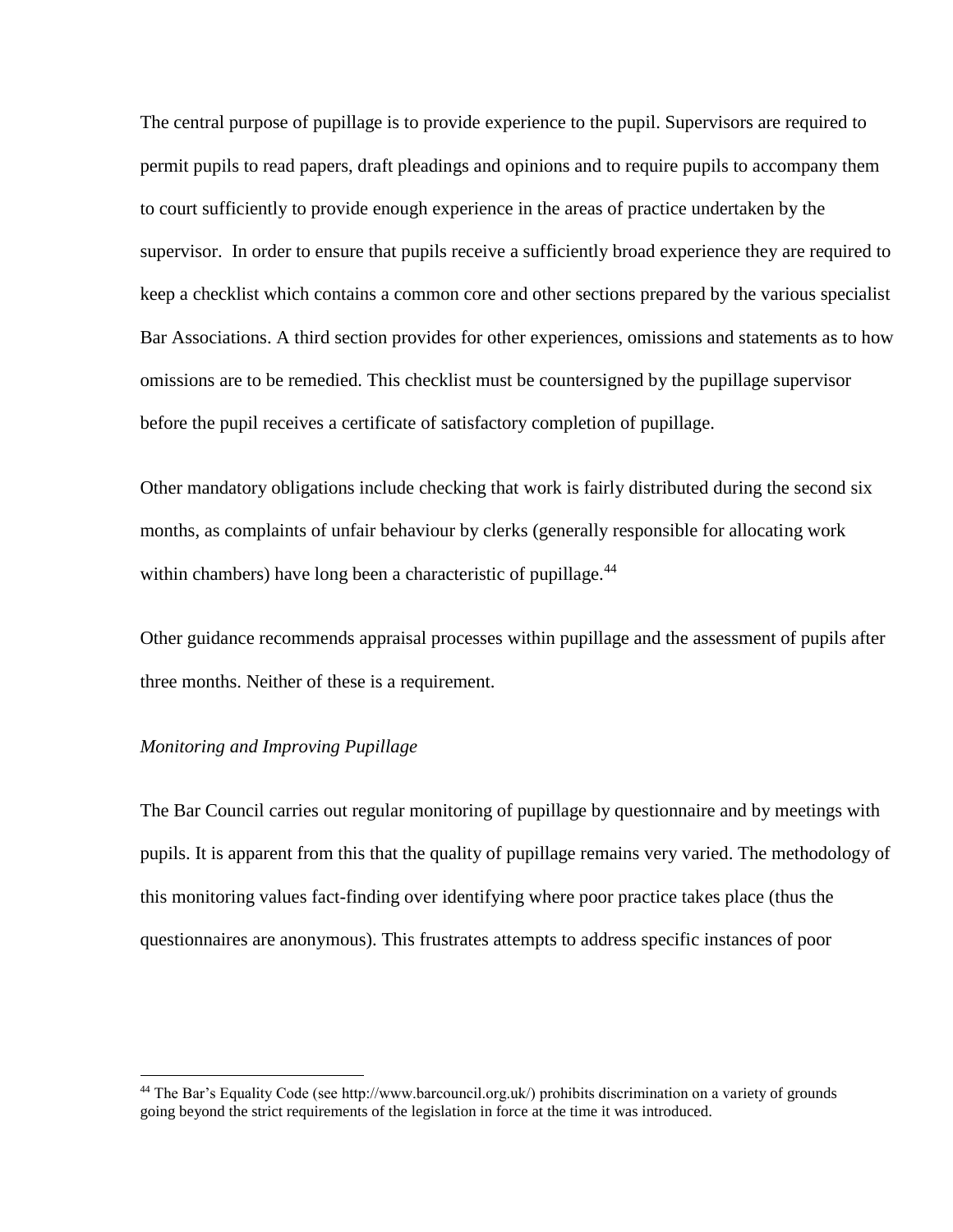The central purpose of pupillage is to provide experience to the pupil. Supervisors are required to permit pupils to read papers, draft pleadings and opinions and to require pupils to accompany them to court sufficiently to provide enough experience in the areas of practice undertaken by the supervisor. In order to ensure that pupils receive a sufficiently broad experience they are required to keep a checklist which contains a common core and other sections prepared by the various specialist Bar Associations. A third section provides for other experiences, omissions and statements as to how omissions are to be remedied. This checklist must be countersigned by the pupillage supervisor before the pupil receives a certificate of satisfactory completion of pupillage.

Other mandatory obligations include checking that work is fairly distributed during the second six months, as complaints of unfair behaviour by clerks (generally responsible for allocating work within chambers) have long been a characteristic of pupillage.[44]

Other guidance recommends appraisal processes within pupillage and the assessment of pupils after three months. Neither of these is a requirement.

*Monitoring and Improving Pupillage*

The Bar Council carries out regular monitoring of pupillage by questionnaire and by meetings with pupils. It is apparent from this that the quality of pupillage remains very varied. The methodology of this monitoring values fact-finding over identifying where poor practice takes place (thus the questionnaires are anonymous). This frustrates attempts to address specific instances of poor

---

[44] The Bar's Equality Code (see http://www.barcouncil.org.uk/) prohibits discrimination on a variety of grounds going beyond the strict requirements of the legislation in force at the time it was introduced.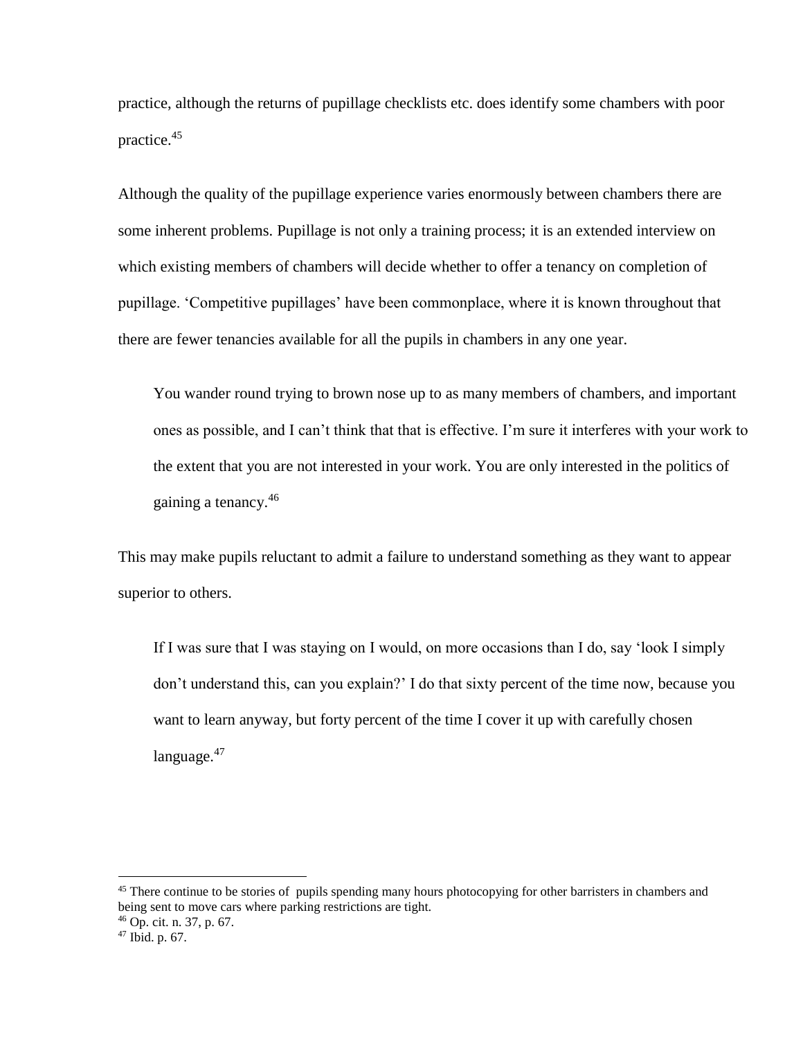practice, although the returns of pupillage checklists etc. does identify some chambers with poor practice.[45]

Although the quality of the pupillage experience varies enormously between chambers there are some inherent problems. Pupillage is not only a training process; it is an extended interview on which existing members of chambers will decide whether to offer a tenancy on completion of pupillage. 'Competitive pupillages' have been commonplace, where it is known throughout that there are fewer tenancies available for all the pupils in chambers in any one year.

> You wander round trying to brown nose up to as many members of chambers, and important ones as possible, and I can't think that that is effective. I'm sure it interferes with your work to the extent that you are not interested in your work. You are only interested in the politics of gaining a tenancy.[46]

This may make pupils reluctant to admit a failure to understand something as they want to appear superior to others.

> If I was sure that I was staying on I would, on more occasions than I do, say 'look I simply don't understand this, can you explain?' I do that sixty percent of the time now, because you want to learn anyway, but forty percent of the time I cover it up with carefully chosen language.[47]

---

[45] There continue to be stories of pupils spending many hours photocopying for other barristers in chambers and being sent to move cars where parking restrictions are tight.

[46] Op. cit. n. 37, p. 67.

[47] Ibid. p. 67.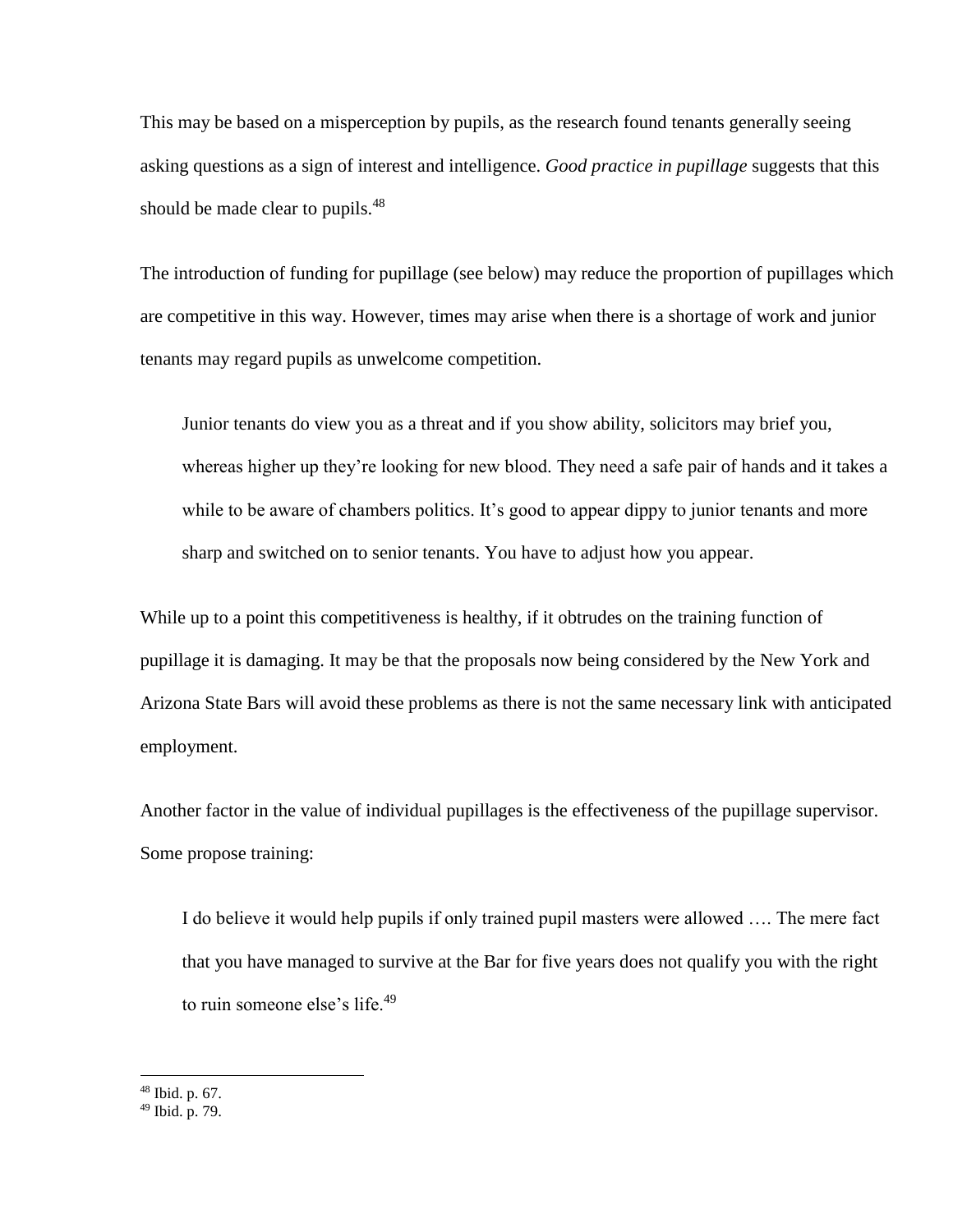This may be based on a misperception by pupils, as the research found tenants generally seeing asking questions as a sign of interest and intelligence. *Good practice in pupillage* suggests that this should be made clear to pupils.[48]

The introduction of funding for pupillage (see below) may reduce the proportion of pupillages which are competitive in this way. However, times may arise when there is a shortage of work and junior tenants may regard pupils as unwelcome competition.

> Junior tenants do view you as a threat and if you show ability, solicitors may brief you, whereas higher up they're looking for new blood. They need a safe pair of hands and it takes a while to be aware of chambers politics. It's good to appear dippy to junior tenants and more sharp and switched on to senior tenants. You have to adjust how you appear.

While up to a point this competitiveness is healthy, if it obtrudes on the training function of pupillage it is damaging. It may be that the proposals now being considered by the New York and Arizona State Bars will avoid these problems as there is not the same necessary link with anticipated employment.

Another factor in the value of individual pupillages is the effectiveness of the pupillage supervisor. Some propose training:

> I do believe it would help pupils if only trained pupil masters were allowed …. The mere fact that you have managed to survive at the Bar for five years does not qualify you with the right to ruin someone else's life.[49]

---

[48] Ibid. p. 67.
[49] Ibid. p. 79.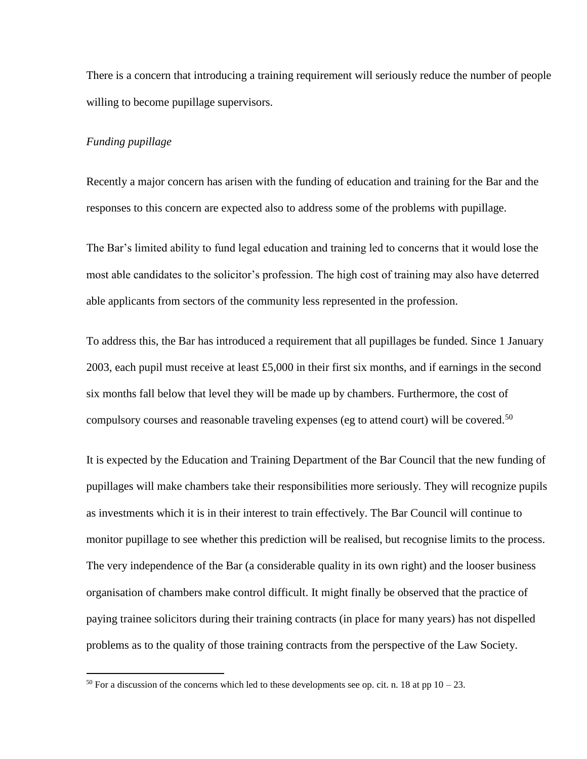There is a concern that introducing a training requirement will seriously reduce the number of people willing to become pupillage supervisors.

*Funding pupillage*

Recently a major concern has arisen with the funding of education and training for the Bar and the responses to this concern are expected also to address some of the problems with pupillage.

The Bar's limited ability to fund legal education and training led to concerns that it would lose the most able candidates to the solicitor's profession. The high cost of training may also have deterred able applicants from sectors of the community less represented in the profession.

To address this, the Bar has introduced a requirement that all pupillages be funded. Since 1 January 2003, each pupil must receive at least £5,000 in their first six months, and if earnings in the second six months fall below that level they will be made up by chambers. Furthermore, the cost of compulsory courses and reasonable traveling expenses (eg to attend court) will be covered.[50]

It is expected by the Education and Training Department of the Bar Council that the new funding of pupillages will make chambers take their responsibilities more seriously. They will recognize pupils as investments which it is in their interest to train effectively. The Bar Council will continue to monitor pupillage to see whether this prediction will be realised, but recognise limits to the process. The very independence of the Bar (a considerable quality in its own right) and the looser business organisation of chambers make control difficult. It might finally be observed that the practice of paying trainee solicitors during their training contracts (in place for many years) has not dispelled problems as to the quality of those training contracts from the perspective of the Law Society.

---

[50] For a discussion of the concerns which led to these developments see op. cit. n. 18 at pp 10 – 23.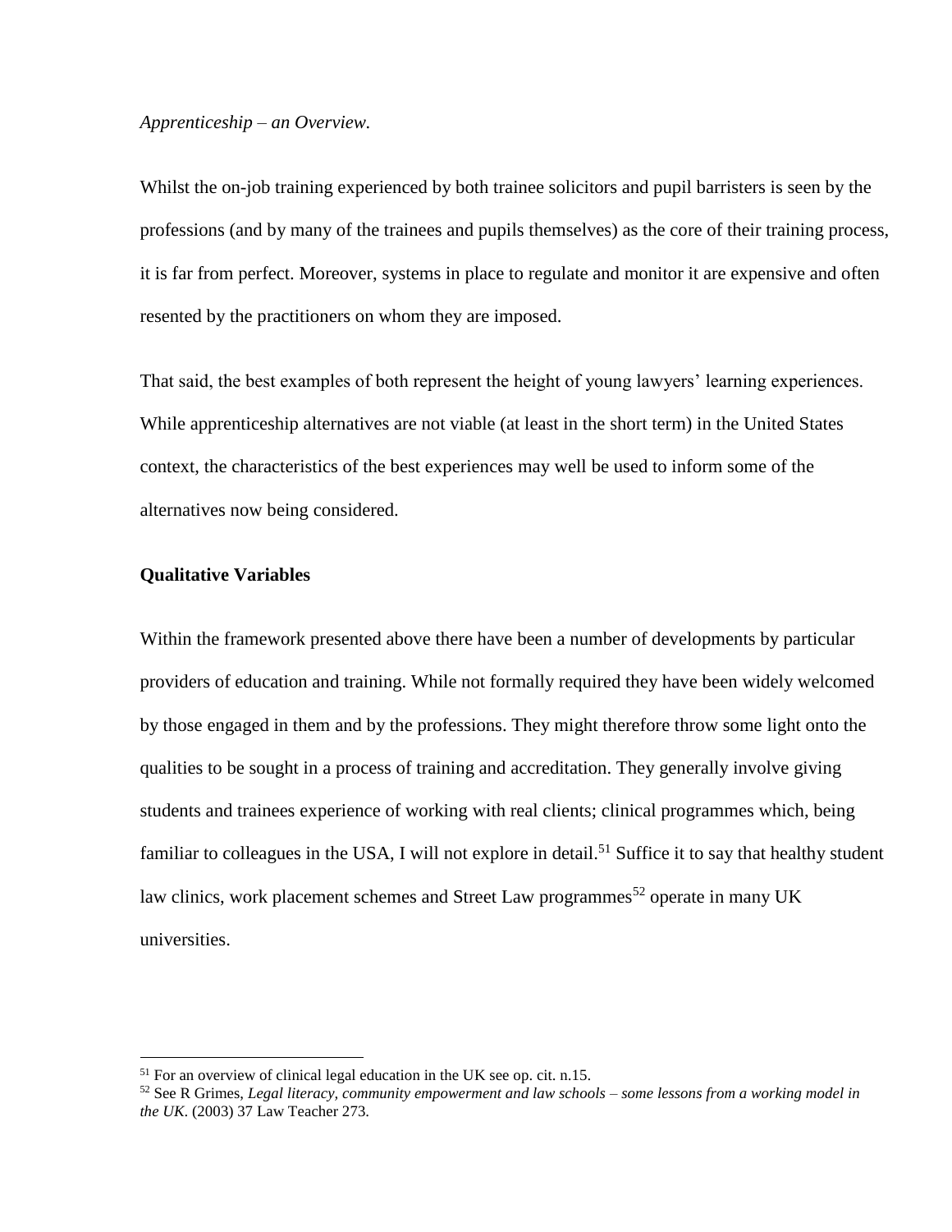*Apprenticeship – an Overview.*

Whilst the on-job training experienced by both trainee solicitors and pupil barristers is seen by the professions (and by many of the trainees and pupils themselves) as the core of their training process, it is far from perfect. Moreover, systems in place to regulate and monitor it are expensive and often resented by the practitioners on whom they are imposed.

That said, the best examples of both represent the height of young lawyers' learning experiences. While apprenticeship alternatives are not viable (at least in the short term) in the United States context, the characteristics of the best experiences may well be used to inform some of the alternatives now being considered.

**Qualitative Variables**

Within the framework presented above there have been a number of developments by particular providers of education and training. While not formally required they have been widely welcomed by those engaged in them and by the professions. They might therefore throw some light onto the qualities to be sought in a process of training and accreditation. They generally involve giving students and trainees experience of working with real clients; clinical programmes which, being familiar to colleagues in the USA, I will not explore in detail.[51] Suffice it to say that healthy student law clinics, work placement schemes and Street Law programmes[52] operate in many UK universities.

---

[51] For an overview of clinical legal education in the UK see op. cit. n.15.

[52] See R Grimes, *Legal literacy, community empowerment and law schools – some lessons from a working model in the UK.* (2003) 37 Law Teacher 273.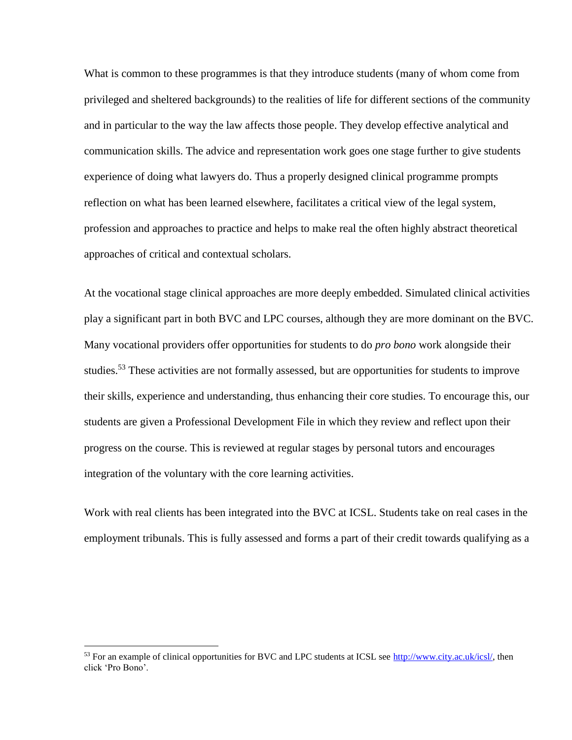What is common to these programmes is that they introduce students (many of whom come from privileged and sheltered backgrounds) to the realities of life for different sections of the community and in particular to the way the law affects those people. They develop effective analytical and communication skills. The advice and representation work goes one stage further to give students experience of doing what lawyers do. Thus a properly designed clinical programme prompts reflection on what has been learned elsewhere, facilitates a critical view of the legal system, profession and approaches to practice and helps to make real the often highly abstract theoretical approaches of critical and contextual scholars.

At the vocational stage clinical approaches are more deeply embedded. Simulated clinical activities play a significant part in both BVC and LPC courses, although they are more dominant on the BVC. Many vocational providers offer opportunities for students to do *pro bono* work alongside their studies.[53] These activities are not formally assessed, but are opportunities for students to improve their skills, experience and understanding, thus enhancing their core studies. To encourage this, our students are given a Professional Development File in which they review and reflect upon their progress on the course. This is reviewed at regular stages by personal tutors and encourages integration of the voluntary with the core learning activities.

Work with real clients has been integrated into the BVC at ICSL. Students take on real cases in the employment tribunals. This is fully assessed and forms a part of their credit towards qualifying as a

---

[53] For an example of clinical opportunities for BVC and LPC students at ICSL see http://www.city.ac.uk/icsl/, then click 'Pro Bono'.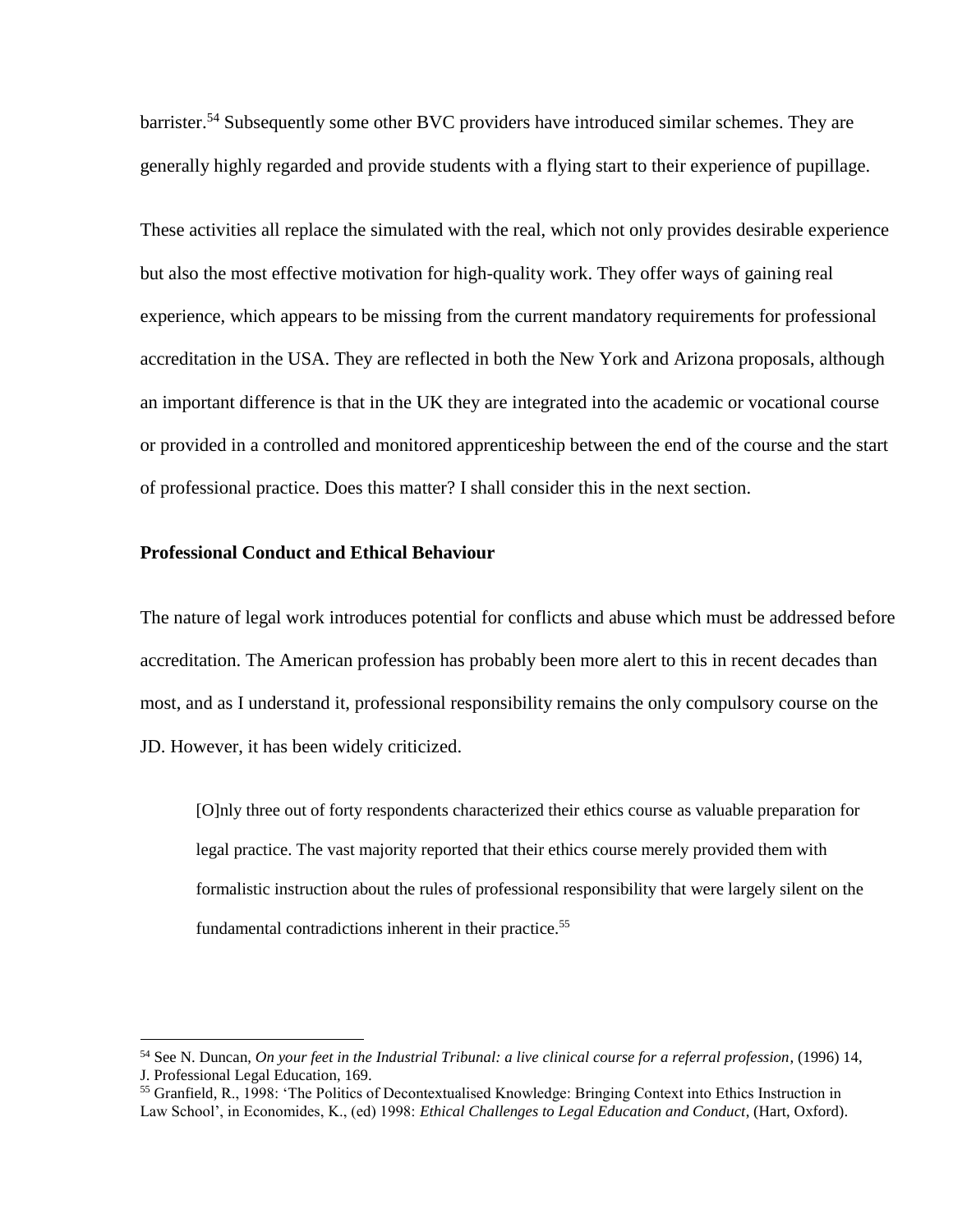barrister.[54] Subsequently some other BVC providers have introduced similar schemes. They are generally highly regarded and provide students with a flying start to their experience of pupillage.

These activities all replace the simulated with the real, which not only provides desirable experience but also the most effective motivation for high-quality work. They offer ways of gaining real experience, which appears to be missing from the current mandatory requirements for professional accreditation in the USA. They are reflected in both the New York and Arizona proposals, although an important difference is that in the UK they are integrated into the academic or vocational course or provided in a controlled and monitored apprenticeship between the end of the course and the start of professional practice. Does this matter? I shall consider this in the next section.

**Professional Conduct and Ethical Behaviour**

The nature of legal work introduces potential for conflicts and abuse which must be addressed before accreditation. The American profession has probably been more alert to this in recent decades than most, and as I understand it, professional responsibility remains the only compulsory course on the JD. However, it has been widely criticized.

> [O]nly three out of forty respondents characterized their ethics course as valuable preparation for legal practice. The vast majority reported that their ethics course merely provided them with formalistic instruction about the rules of professional responsibility that were largely silent on the fundamental contradictions inherent in their practice.[55]

---

[54] See N. Duncan, *On your feet in the Industrial Tribunal: a live clinical course for a referral profession*, (1996) 14, J. Professional Legal Education, 169.

[55] Granfield, R., 1998: 'The Politics of Decontextualised Knowledge: Bringing Context into Ethics Instruction in Law School', in Economides, K., (ed) 1998: *Ethical Challenges to Legal Education and Conduct*, (Hart, Oxford).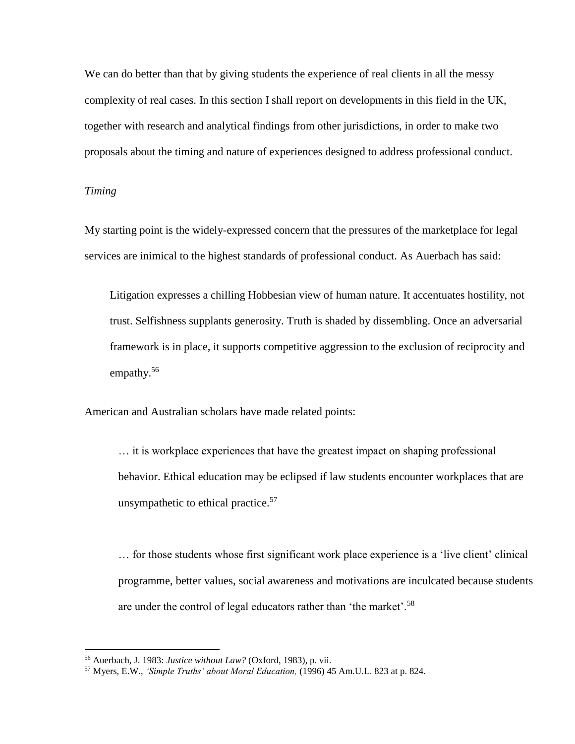We can do better than that by giving students the experience of real clients in all the messy complexity of real cases. In this section I shall report on developments in this field in the UK, together with research and analytical findings from other jurisdictions, in order to make two proposals about the timing and nature of experiences designed to address professional conduct.

*Timing*

My starting point is the widely-expressed concern that the pressures of the marketplace for legal services are inimical to the highest standards of professional conduct. As Auerbach has said:

> Litigation expresses a chilling Hobbesian view of human nature. It accentuates hostility, not trust. Selfishness supplants generosity. Truth is shaded by dissembling. Once an adversarial framework is in place, it supports competitive aggression to the exclusion of reciprocity and empathy.[56]

American and Australian scholars have made related points:

> … it is workplace experiences that have the greatest impact on shaping professional behavior. Ethical education may be eclipsed if law students encounter workplaces that are unsympathetic to ethical practice.[57]

> … for those students whose first significant work place experience is a 'live client' clinical programme, better values, social awareness and motivations are inculcated because students are under the control of legal educators rather than 'the market'.[58]

---

[56] Auerbach, J. 1983: *Justice without Law?* (Oxford, 1983), p. vii.

[57] Myers, E.W., *'Simple Truths' about Moral Education,* (1996) 45 Am.U.L. 823 at p. 824.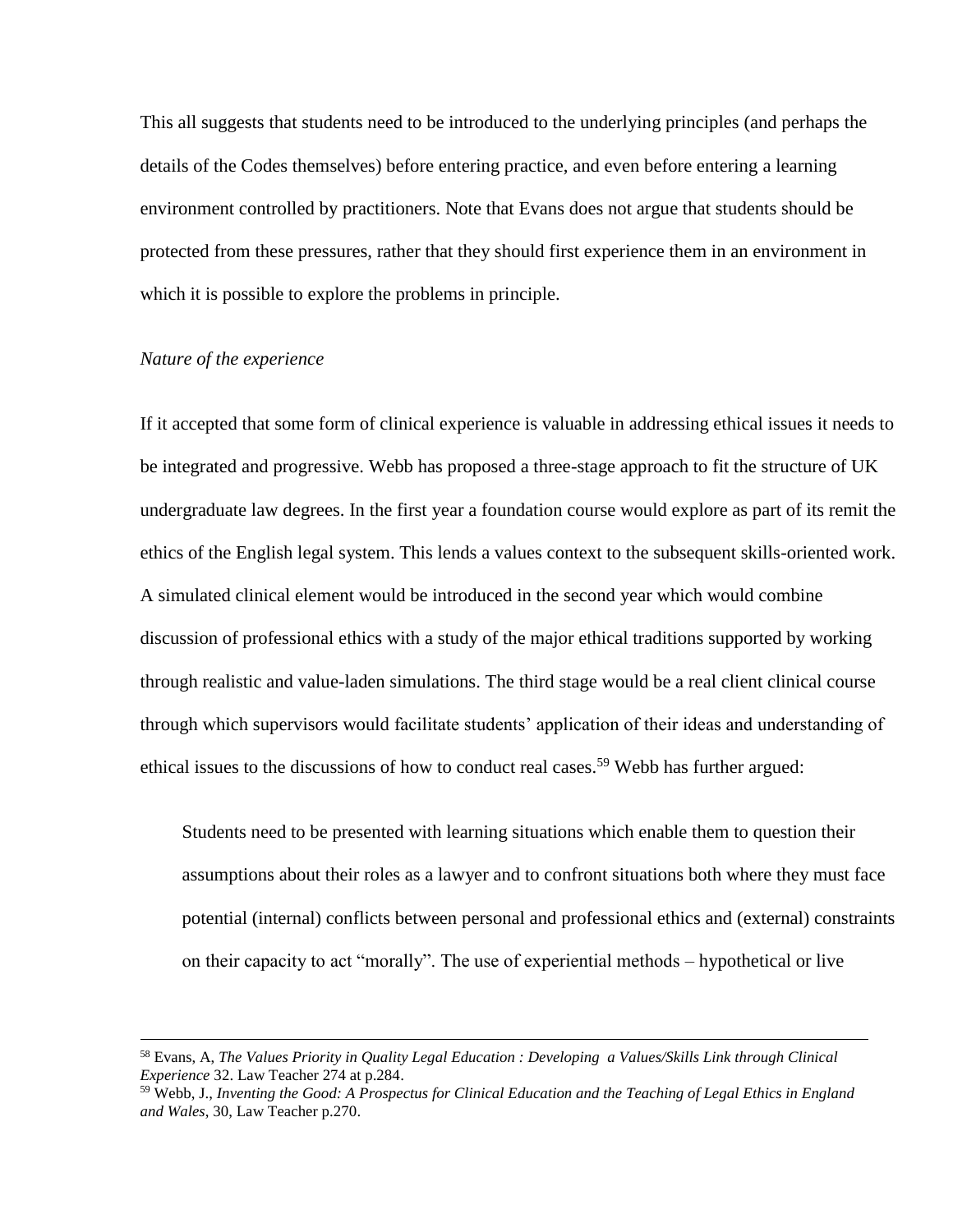This all suggests that students need to be introduced to the underlying principles (and perhaps the details of the Codes themselves) before entering practice, and even before entering a learning environment controlled by practitioners. Note that Evans does not argue that students should be protected from these pressures, rather that they should first experience them in an environment in which it is possible to explore the problems in principle.

*Nature of the experience*

If it accepted that some form of clinical experience is valuable in addressing ethical issues it needs to be integrated and progressive. Webb has proposed a three-stage approach to fit the structure of UK undergraduate law degrees. In the first year a foundation course would explore as part of its remit the ethics of the English legal system. This lends a values context to the subsequent skills-oriented work. A simulated clinical element would be introduced in the second year which would combine discussion of professional ethics with a study of the major ethical traditions supported by working through realistic and value-laden simulations. The third stage would be a real client clinical course through which supervisors would facilitate students' application of their ideas and understanding of ethical issues to the discussions of how to conduct real cases.[59] Webb has further argued:

> Students need to be presented with learning situations which enable them to question their assumptions about their roles as a lawyer and to confront situations both where they must face potential (internal) conflicts between personal and professional ethics and (external) constraints on their capacity to act "morally". The use of experiential methods – hypothetical or live

---

[58] Evans, A, *The Values Priority in Quality Legal Education : Developing a Values/Skills Link through Clinical Experience* 32. Law Teacher 274 at p.284.

[59] Webb, J., *Inventing the Good: A Prospectus for Clinical Education and the Teaching of Legal Ethics in England and Wales*, 30, Law Teacher p.270.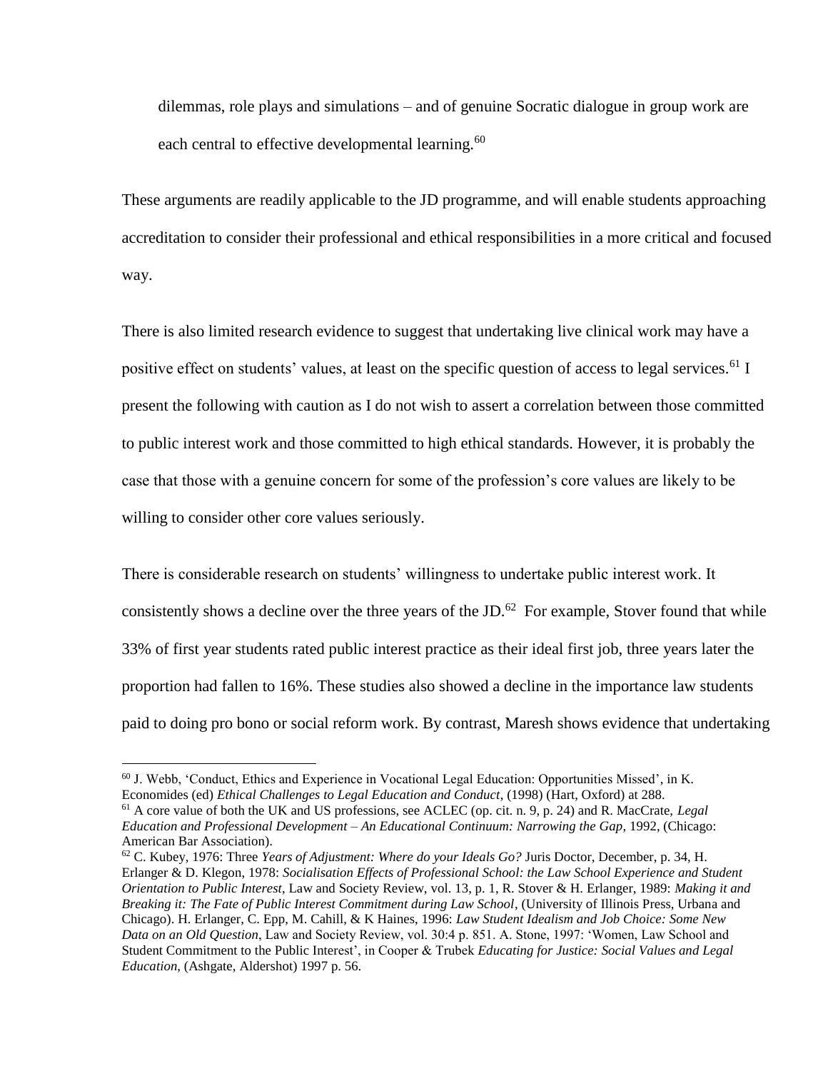dilemmas, role plays and simulations – and of genuine Socratic dialogue in group work are each central to effective developmental learning.[60]

These arguments are readily applicable to the JD programme, and will enable students approaching accreditation to consider their professional and ethical responsibilities in a more critical and focused way.

There is also limited research evidence to suggest that undertaking live clinical work may have a positive effect on students' values, at least on the specific question of access to legal services.[61] I present the following with caution as I do not wish to assert a correlation between those committed to public interest work and those committed to high ethical standards. However, it is probably the case that those with a genuine concern for some of the profession's core values are likely to be willing to consider other core values seriously.

There is considerable research on students' willingness to undertake public interest work. It consistently shows a decline over the three years of the JD.[62] For example, Stover found that while 33% of first year students rated public interest practice as their ideal first job, three years later the proportion had fallen to 16%. These studies also showed a decline in the importance law students paid to doing pro bono or social reform work. By contrast, Maresh shows evidence that undertaking

---

[60] J. Webb, 'Conduct, Ethics and Experience in Vocational Legal Education: Opportunities Missed', in K. Economides (ed) *Ethical Challenges to Legal Education and Conduct*, (1998) (Hart, Oxford) at 288.

[61] A core value of both the UK and US professions, see ACLEC (op. cit. n. 9, p. 24) and R. MacCrate, *Legal Education and Professional Development – An Educational Continuum: Narrowing the Gap*, 1992, (Chicago: American Bar Association).

[62] C. Kubey, 1976: Three *Years of Adjustment: Where do your Ideals Go?* Juris Doctor, December, p. 34, H. Erlanger & D. Klegon, 1978: *Socialisation Effects of Professional School: the Law School Experience and Student Orientation to Public Interest*, Law and Society Review, vol. 13, p. 1, R. Stover & H. Erlanger, 1989: *Making it and Breaking it: The Fate of Public Interest Commitment during Law School*, (University of Illinois Press, Urbana and Chicago). H. Erlanger, C. Epp, M. Cahill, & K Haines, 1996: *Law Student Idealism and Job Choice: Some New Data on an Old Question*, Law and Society Review, vol. 30:4 p. 851. A. Stone, 1997: 'Women, Law School and Student Commitment to the Public Interest', in Cooper & Trubek *Educating for Justice: Social Values and Legal Education*, (Ashgate, Aldershot) 1997 p. 56.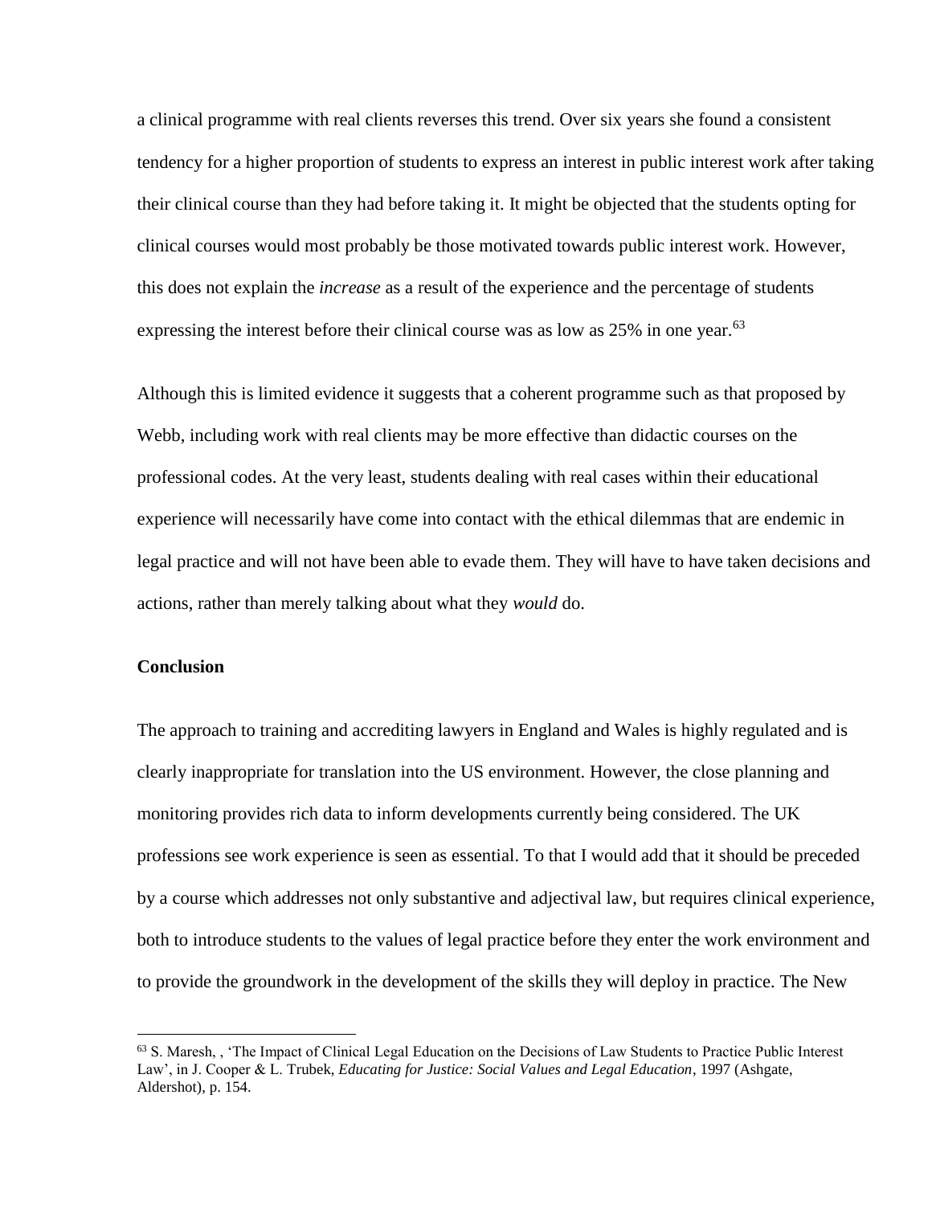a clinical programme with real clients reverses this trend. Over six years she found a consistent tendency for a higher proportion of students to express an interest in public interest work after taking their clinical course than they had before taking it. It might be objected that the students opting for clinical courses would most probably be those motivated towards public interest work. However, this does not explain the *increase* as a result of the experience and the percentage of students expressing the interest before their clinical course was as low as 25% in one year.[63]

Although this is limited evidence it suggests that a coherent programme such as that proposed by Webb, including work with real clients may be more effective than didactic courses on the professional codes. At the very least, students dealing with real cases within their educational experience will necessarily have come into contact with the ethical dilemmas that are endemic in legal practice and will not have been able to evade them. They will have to have taken decisions and actions, rather than merely talking about what they *would* do.

**Conclusion**

The approach to training and accrediting lawyers in England and Wales is highly regulated and is clearly inappropriate for translation into the US environment. However, the close planning and monitoring provides rich data to inform developments currently being considered. The UK professions see work experience is seen as essential. To that I would add that it should be preceded by a course which addresses not only substantive and adjectival law, but requires clinical experience, both to introduce students to the values of legal practice before they enter the work environment and to provide the groundwork in the development of the skills they will deploy in practice. The New

---

[63] S. Maresh, , 'The Impact of Clinical Legal Education on the Decisions of Law Students to Practice Public Interest Law', in J. Cooper & L. Trubek, *Educating for Justice: Social Values and Legal Education*, 1997 (Ashgate, Aldershot), p. 154.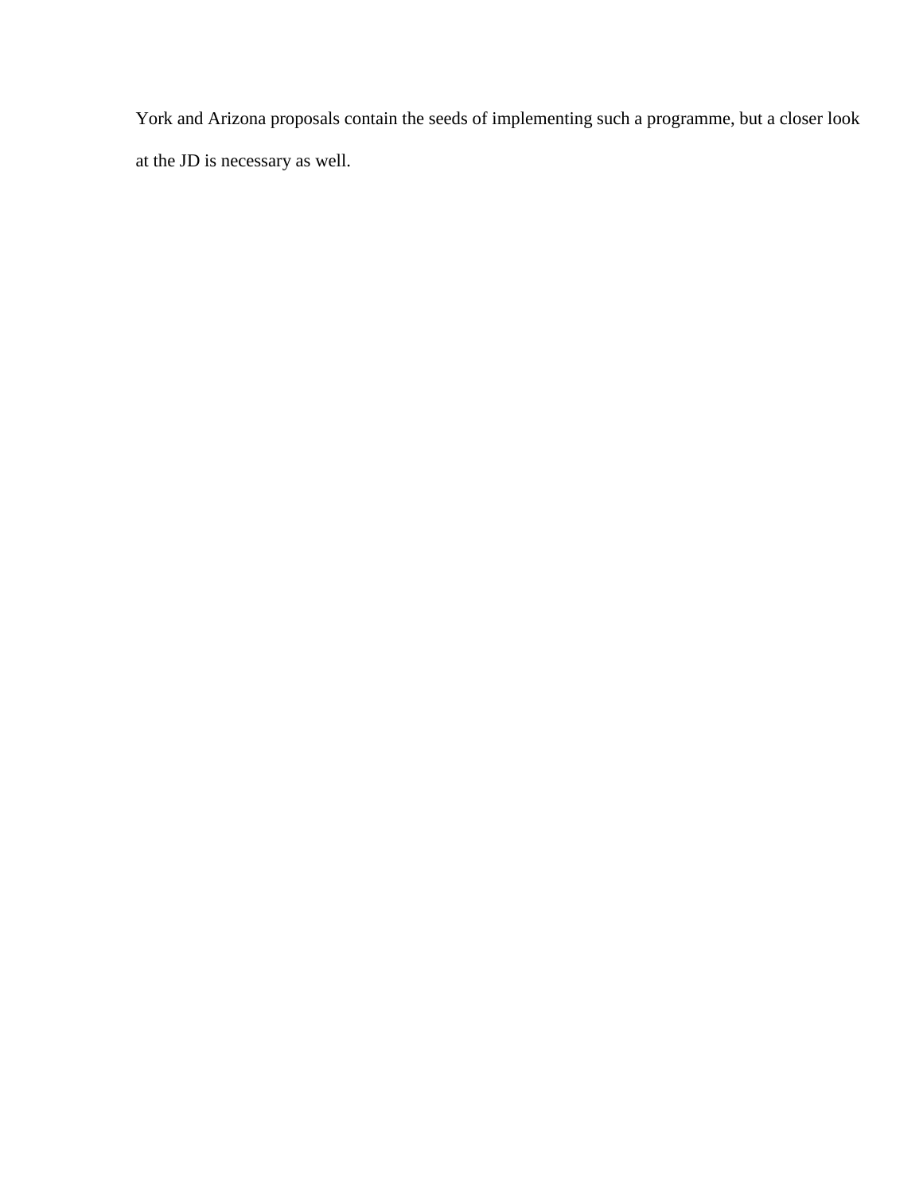York and Arizona proposals contain the seeds of implementing such a programme, but a closer look at the JD is necessary as well.